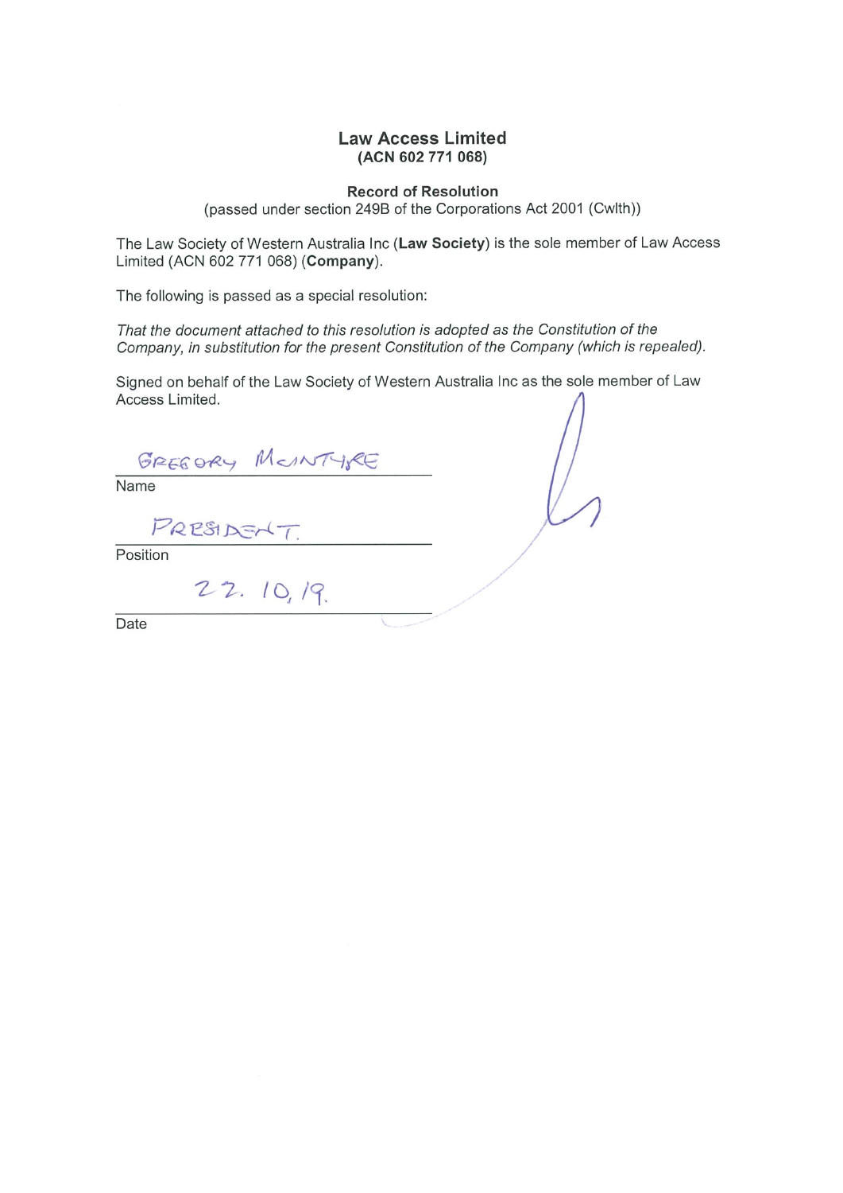# Law Access Limited

**(ACN 602 771 068)**

## Record of Resolution

(passed under section 249B of the Corporations Act 2001 (Cwlth))

The Law Society of Western Australia Inc (**Law Society**) is the sole member of Law Access Limited (ACN 602 771 068) (**Company**).

The following is passed as a special resolution:

*That the document attached to this resolution is adopted as the Constitution of the Company, in substitution for the present Constitution of the Company (which is repealed).*

Signed on behalf of the Law Society of Western Australia Inc as the sole member of Law Access Limited.

GREGORY McINTYRE

Name

PRESIDENT.

Position

22. 10, 19.

Date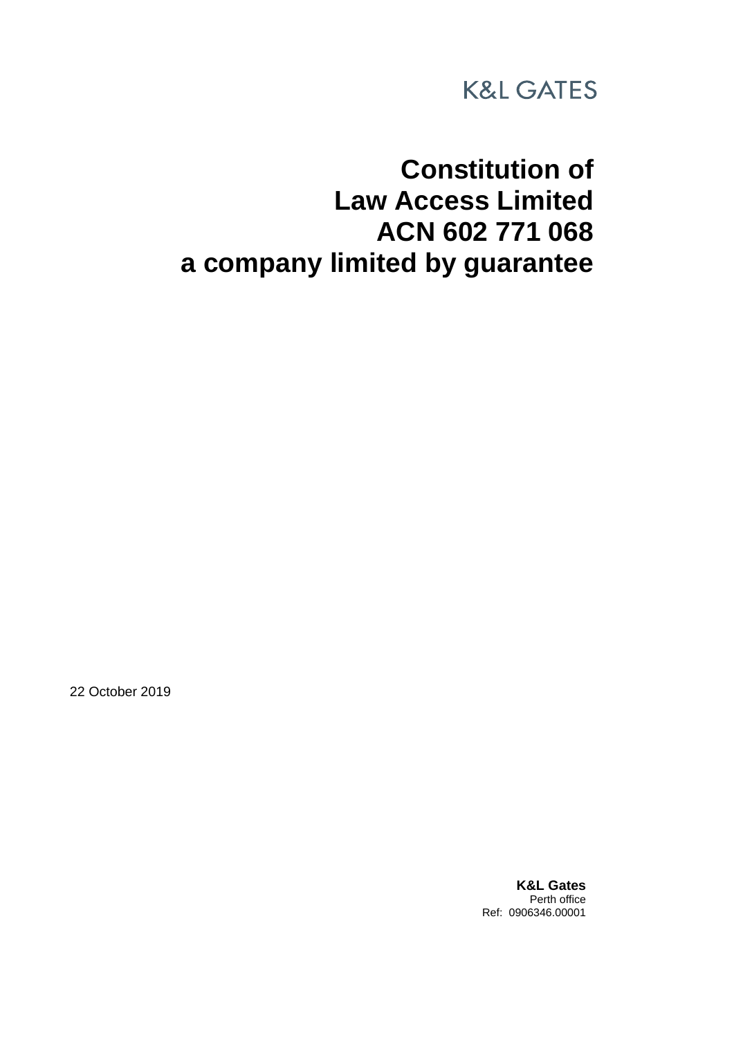K&L GATES

# Constitution of Law Access Limited ACN 602 771 068 a company limited by guarantee

22 October 2019

**K&L Gates**
Perth office
Ref: 0906346.00001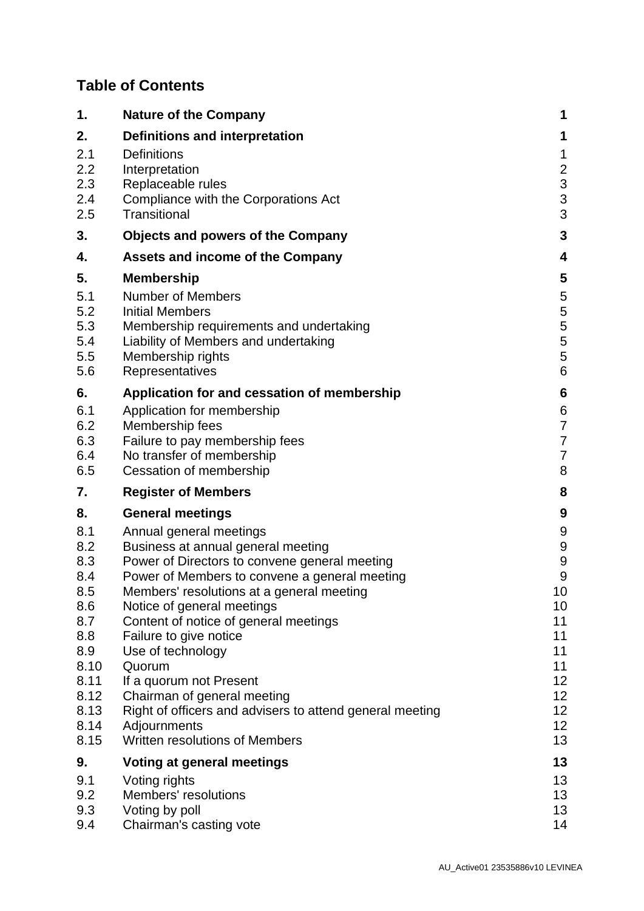## Table of Contents

| | | |
|---|---|---|
| **1.** | **Nature of the Company** | **1** |
| **2.** | **Definitions and interpretation** | **1** |
| 2.1 | Definitions | 1 |
| 2.2 | Interpretation | 2 |
| 2.3 | Replaceable rules | 3 |
| 2.4 | Compliance with the Corporations Act | 3 |
| 2.5 | Transitional | 3 |
| **3.** | **Objects and powers of the Company** | **3** |
| **4.** | **Assets and income of the Company** | **4** |
| **5.** | **Membership** | **5** |
| 5.1 | Number of Members | 5 |
| 5.2 | Initial Members | 5 |
| 5.3 | Membership requirements and undertaking | 5 |
| 5.4 | Liability of Members and undertaking | 5 |
| 5.5 | Membership rights | 5 |
| 5.6 | Representatives | 6 |
| **6.** | **Application for and cessation of membership** | **6** |
| 6.1 | Application for membership | 6 |
| 6.2 | Membership fees | 7 |
| 6.3 | Failure to pay membership fees | 7 |
| 6.4 | No transfer of membership | 7 |
| 6.5 | Cessation of membership | 8 |
| **7.** | **Register of Members** | **8** |
| **8.** | **General meetings** | **9** |
| 8.1 | Annual general meetings | 9 |
| 8.2 | Business at annual general meeting | 9 |
| 8.3 | Power of Directors to convene general meeting | 9 |
| 8.4 | Power of Members to convene a general meeting | 9 |
| 8.5 | Members' resolutions at a general meeting | 10 |
| 8.6 | Notice of general meetings | 10 |
| 8.7 | Content of notice of general meetings | 11 |
| 8.8 | Failure to give notice | 11 |
| 8.9 | Use of technology | 11 |
| 8.10 | Quorum | 11 |
| 8.11 | If a quorum not Present | 12 |
| 8.12 | Chairman of general meeting | 12 |
| 8.13 | Right of officers and advisers to attend general meeting | 12 |
| 8.14 | Adjournments | 12 |
| 8.15 | Written resolutions of Members | 13 |
| **9.** | **Voting at general meetings** | **13** |
| 9.1 | Voting rights | 13 |
| 9.2 | Members' resolutions | 13 |
| 9.3 | Voting by poll | 13 |
| 9.4 | Chairman's casting vote | 14 |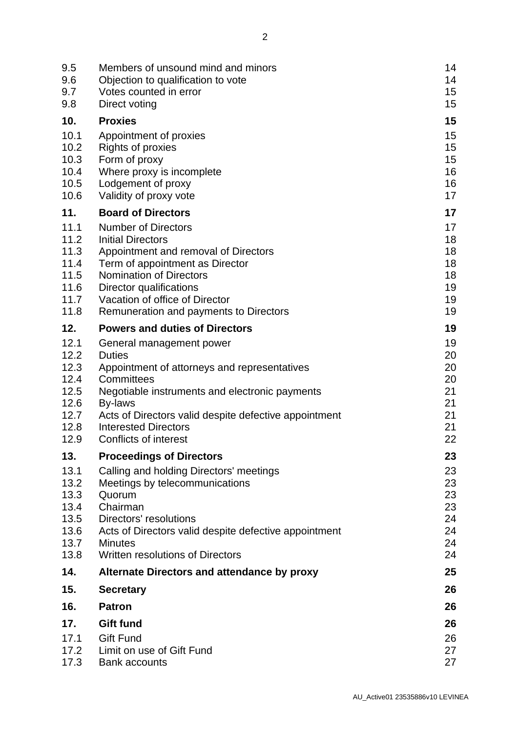| | | |
|---|---|---|
| 9.5 | Members of unsound mind and minors | 14 |
| 9.6 | Objection to qualification to vote | 14 |
| 9.7 | Votes counted in error | 15 |
| 9.8 | Direct voting | 15 |
| **10.** | **Proxies** | **15** |
| 10.1 | Appointment of proxies | 15 |
| 10.2 | Rights of proxies | 15 |
| 10.3 | Form of proxy | 15 |
| 10.4 | Where proxy is incomplete | 16 |
| 10.5 | Lodgement of proxy | 16 |
| 10.6 | Validity of proxy vote | 17 |
| **11.** | **Board of Directors** | **17** |
| 11.1 | Number of Directors | 17 |
| 11.2 | Initial Directors | 18 |
| 11.3 | Appointment and removal of Directors | 18 |
| 11.4 | Term of appointment as Director | 18 |
| 11.5 | Nomination of Directors | 18 |
| 11.6 | Director qualifications | 19 |
| 11.7 | Vacation of office of Director | 19 |
| 11.8 | Remuneration and payments to Directors | 19 |
| **12.** | **Powers and duties of Directors** | **19** |
| 12.1 | General management power | 19 |
| 12.2 | Duties | 20 |
| 12.3 | Appointment of attorneys and representatives | 20 |
| 12.4 | Committees | 20 |
| 12.5 | Negotiable instruments and electronic payments | 21 |
| 12.6 | By-laws | 21 |
| 12.7 | Acts of Directors valid despite defective appointment | 21 |
| 12.8 | Interested Directors | 21 |
| 12.9 | Conflicts of interest | 22 |
| **13.** | **Proceedings of Directors** | **23** |
| 13.1 | Calling and holding Directors' meetings | 23 |
| 13.2 | Meetings by telecommunications | 23 |
| 13.3 | Quorum | 23 |
| 13.4 | Chairman | 23 |
| 13.5 | Directors' resolutions | 24 |
| 13.6 | Acts of Directors valid despite defective appointment | 24 |
| 13.7 | Minutes | 24 |
| 13.8 | Written resolutions of Directors | 24 |
| **14.** | **Alternate Directors and attendance by proxy** | **25** |
| **15.** | **Secretary** | **26** |
| **16.** | **Patron** | **26** |
| **17.** | **Gift fund** | **26** |
| 17.1 | Gift Fund | 26 |
| 17.2 | Limit on use of Gift Fund | 27 |
| 17.3 | Bank accounts | 27 |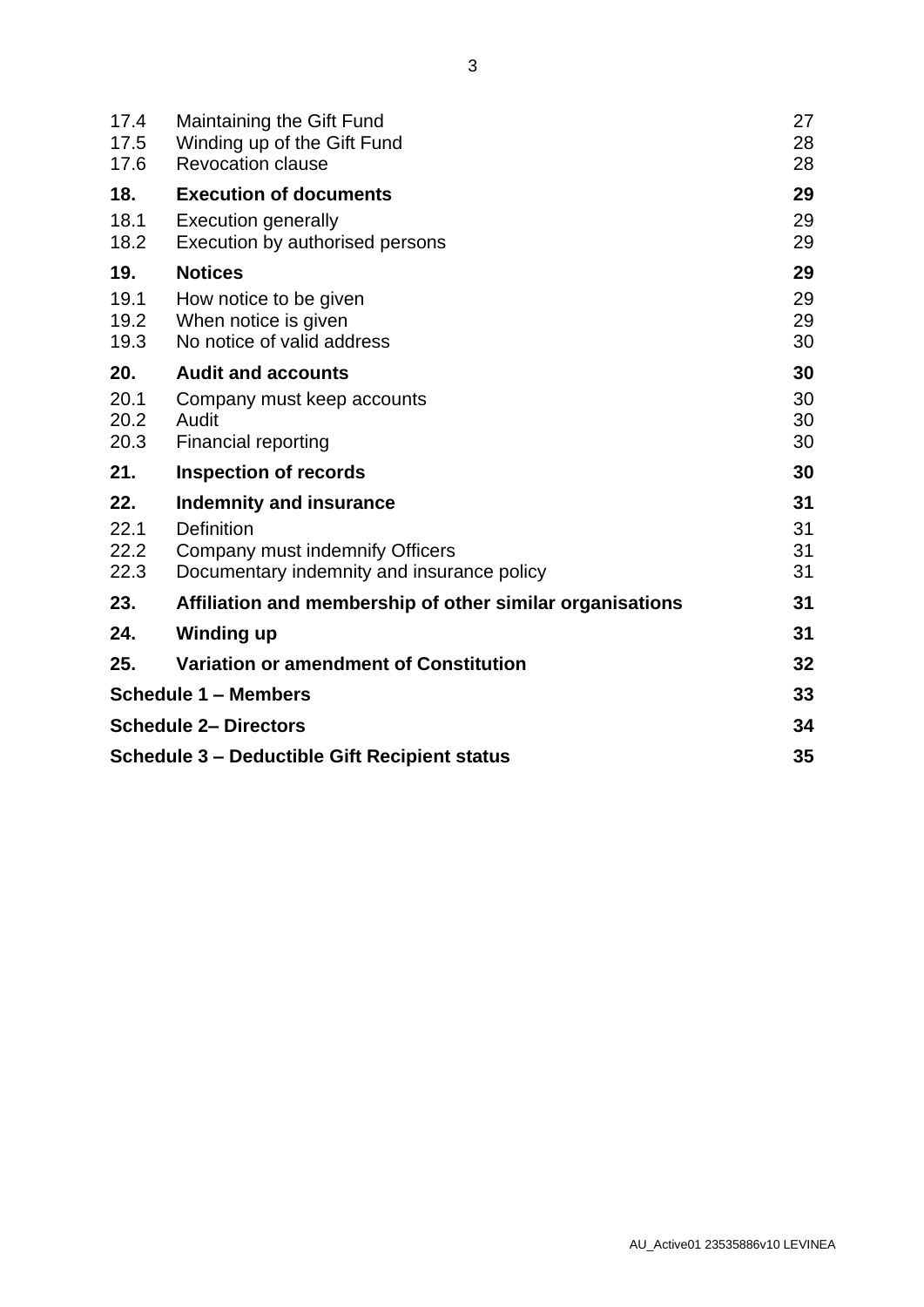| | | |
|---|---|---|
| 17.4 | Maintaining the Gift Fund | 27 |
| 17.5 | Winding up of the Gift Fund | 28 |
| 17.6 | Revocation clause | 28 |
| **18.** | **Execution of documents** | **29** |
| 18.1 | Execution generally | 29 |
| 18.2 | Execution by authorised persons | 29 |
| **19.** | **Notices** | **29** |
| 19.1 | How notice to be given | 29 |
| 19.2 | When notice is given | 29 |
| 19.3 | No notice of valid address | 30 |
| **20.** | **Audit and accounts** | **30** |
| 20.1 | Company must keep accounts | 30 |
| 20.2 | Audit | 30 |
| 20.3 | Financial reporting | 30 |
| **21.** | **Inspection of records** | **30** |
| **22.** | **Indemnity and insurance** | **31** |
| 22.1 | Definition | 31 |
| 22.2 | Company must indemnify Officers | 31 |
| 22.3 | Documentary indemnity and insurance policy | 31 |
| **23.** | **Affiliation and membership of other similar organisations** | **31** |
| **24.** | **Winding up** | **31** |
| **25.** | **Variation or amendment of Constitution** | **32** |
| **Schedule 1 – Members** | | **33** |
| **Schedule 2– Directors** | | **34** |
| **Schedule 3 – Deductible Gift Recipient status** | | **35** |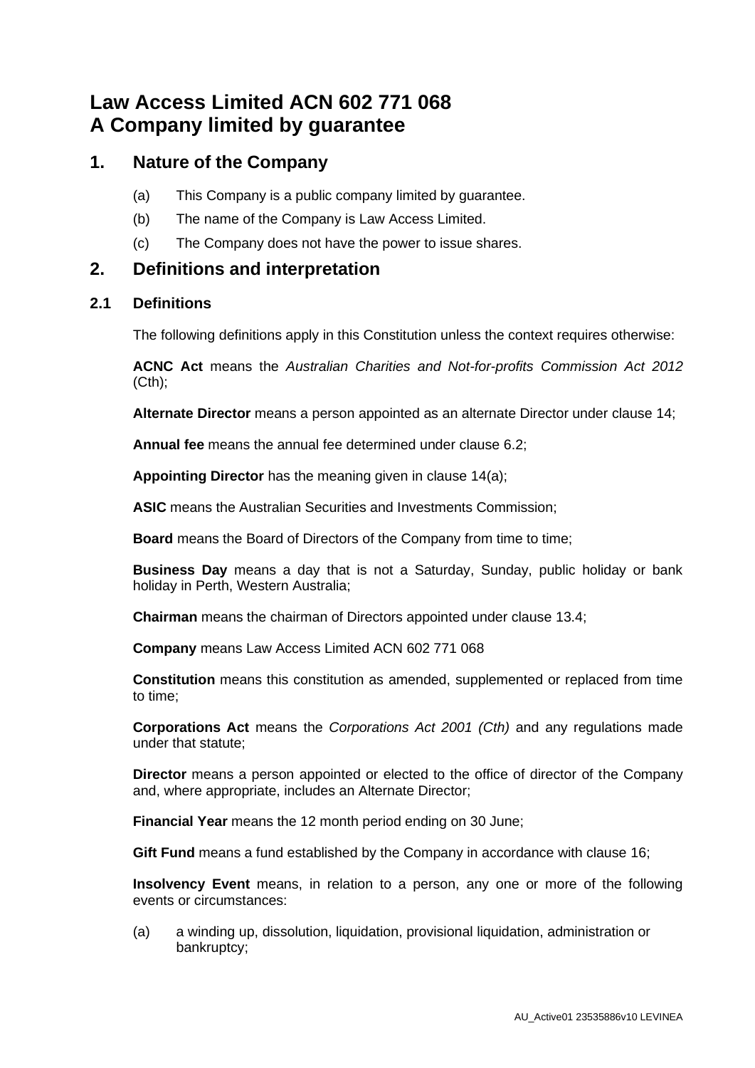# Law Access Limited ACN 602 771 068
# A Company limited by guarantee

## 1. Nature of the Company

(a) This Company is a public company limited by guarantee.

(b) The name of the Company is Law Access Limited.

(c) The Company does not have the power to issue shares.

## 2. Definitions and interpretation

### 2.1 Definitions

The following definitions apply in this Constitution unless the context requires otherwise:

**ACNC Act** means the *Australian Charities and Not-for-profits Commission Act 2012* (Cth);

**Alternate Director** means a person appointed as an alternate Director under clause 14;

**Annual fee** means the annual fee determined under clause 6.2;

**Appointing Director** has the meaning given in clause 14(a);

**ASIC** means the Australian Securities and Investments Commission;

**Board** means the Board of Directors of the Company from time to time;

**Business Day** means a day that is not a Saturday, Sunday, public holiday or bank holiday in Perth, Western Australia;

**Chairman** means the chairman of Directors appointed under clause 13.4;

**Company** means Law Access Limited ACN 602 771 068

**Constitution** means this constitution as amended, supplemented or replaced from time to time;

**Corporations Act** means the *Corporations Act 2001 (Cth)* and any regulations made under that statute;

**Director** means a person appointed or elected to the office of director of the Company and, where appropriate, includes an Alternate Director;

**Financial Year** means the 12 month period ending on 30 June;

**Gift Fund** means a fund established by the Company in accordance with clause 16;

**Insolvency Event** means, in relation to a person, any one or more of the following events or circumstances:

(a) a winding up, dissolution, liquidation, provisional liquidation, administration or bankruptcy;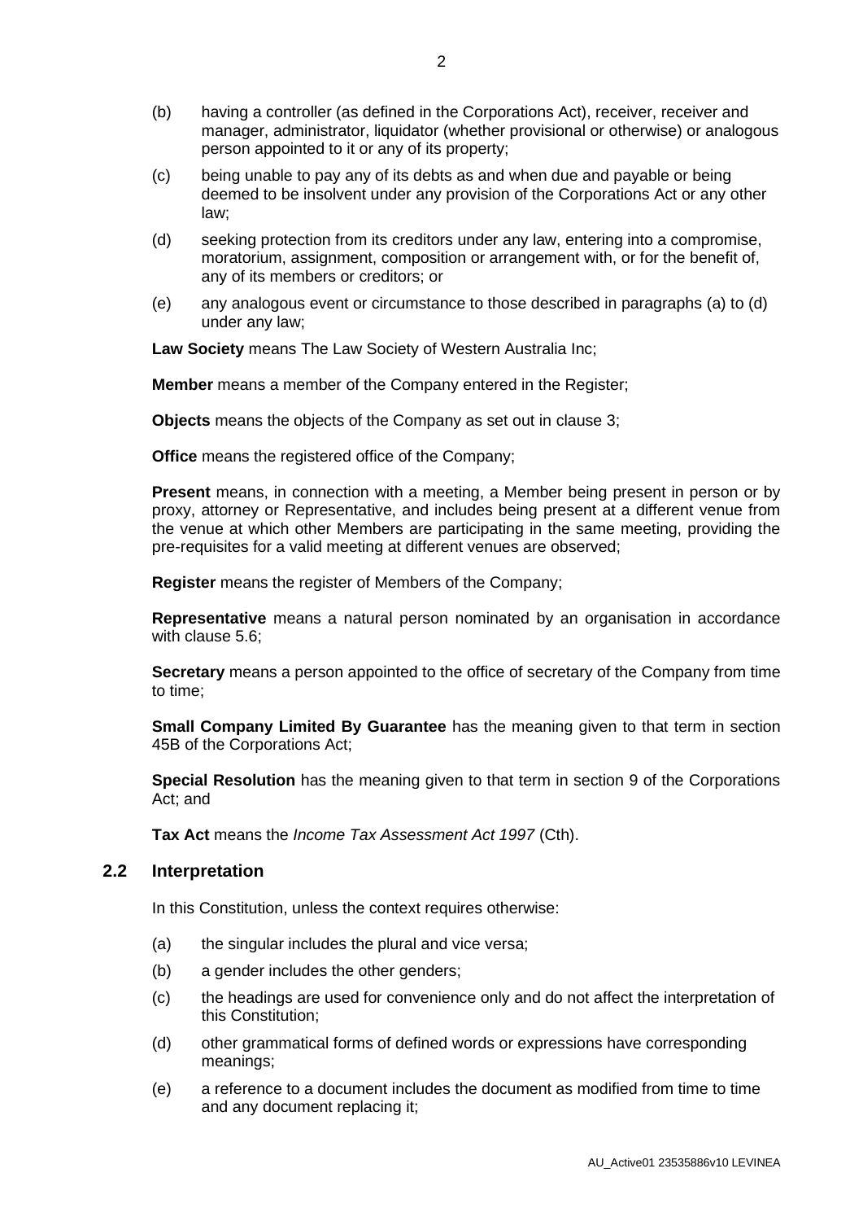(b) having a controller (as defined in the Corporations Act), receiver, receiver and manager, administrator, liquidator (whether provisional or otherwise) or analogous person appointed to it or any of its property;

(c) being unable to pay any of its debts as and when due and payable or being deemed to be insolvent under any provision of the Corporations Act or any other law;

(d) seeking protection from its creditors under any law, entering into a compromise, moratorium, assignment, composition or arrangement with, or for the benefit of, any of its members or creditors; or

(e) any analogous event or circumstance to those described in paragraphs (a) to (d) under any law;

**Law Society** means The Law Society of Western Australia Inc;

**Member** means a member of the Company entered in the Register;

**Objects** means the objects of the Company as set out in clause 3;

**Office** means the registered office of the Company;

**Present** means, in connection with a meeting, a Member being present in person or by proxy, attorney or Representative, and includes being present at a different venue from the venue at which other Members are participating in the same meeting, providing the pre-requisites for a valid meeting at different venues are observed;

**Register** means the register of Members of the Company;

**Representative** means a natural person nominated by an organisation in accordance with clause 5.6;

**Secretary** means a person appointed to the office of secretary of the Company from time to time;

**Small Company Limited By Guarantee** has the meaning given to that term in section 45B of the Corporations Act;

**Special Resolution** has the meaning given to that term in section 9 of the Corporations Act; and

**Tax Act** means the *Income Tax Assessment Act 1997* (Cth).

## 2.2 Interpretation

In this Constitution, unless the context requires otherwise:

(a) the singular includes the plural and vice versa;

(b) a gender includes the other genders;

(c) the headings are used for convenience only and do not affect the interpretation of this Constitution;

(d) other grammatical forms of defined words or expressions have corresponding meanings;

(e) a reference to a document includes the document as modified from time to time and any document replacing it;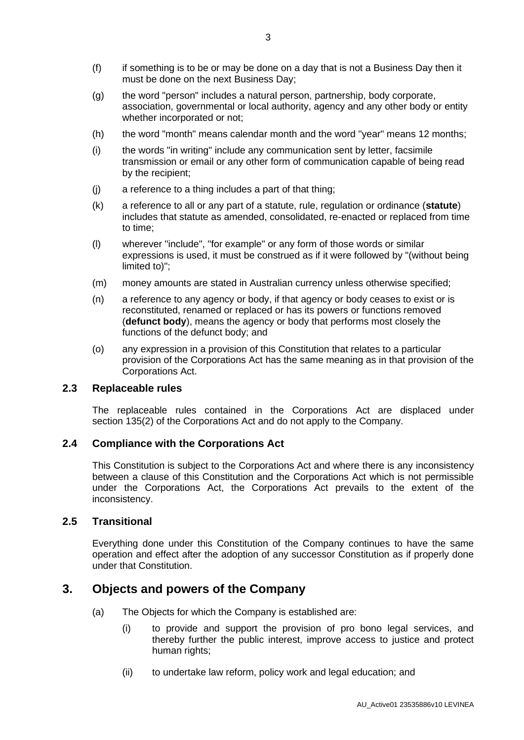(f) if something is to be or may be done on a day that is not a Business Day then it must be done on the next Business Day;

(g) the word "person" includes a natural person, partnership, body corporate, association, governmental or local authority, agency and any other body or entity whether incorporated or not;

(h) the word "month" means calendar month and the word "year" means 12 months;

(i) the words "in writing" include any communication sent by letter, facsimile transmission or email or any other form of communication capable of being read by the recipient;

(j) a reference to a thing includes a part of that thing;

(k) a reference to all or any part of a statute, rule, regulation or ordinance (**statute**) includes that statute as amended, consolidated, re-enacted or replaced from time to time;

(l) wherever "include", "for example" or any form of those words or similar expressions is used, it must be construed as if it were followed by "(without being limited to)";

(m) money amounts are stated in Australian currency unless otherwise specified;

(n) a reference to any agency or body, if that agency or body ceases to exist or is reconstituted, renamed or replaced or has its powers or functions removed (**defunct body**), means the agency or body that performs most closely the functions of the defunct body; and

(o) any expression in a provision of this Constitution that relates to a particular provision of the Corporations Act has the same meaning as in that provision of the Corporations Act.

### 2.3 Replaceable rules

The replaceable rules contained in the Corporations Act are displaced under section 135(2) of the Corporations Act and do not apply to the Company.

### 2.4 Compliance with the Corporations Act

This Constitution is subject to the Corporations Act and where there is any inconsistency between a clause of this Constitution and the Corporations Act which is not permissible under the Corporations Act, the Corporations Act prevails to the extent of the inconsistency.

### 2.5 Transitional

Everything done under this Constitution of the Company continues to have the same operation and effect after the adoption of any successor Constitution as if properly done under that Constitution.

## 3. Objects and powers of the Company

(a) The Objects for which the Company is established are:

(i) to provide and support the provision of pro bono legal services, and thereby further the public interest, improve access to justice and protect human rights;

(ii) to undertake law reform, policy work and legal education; and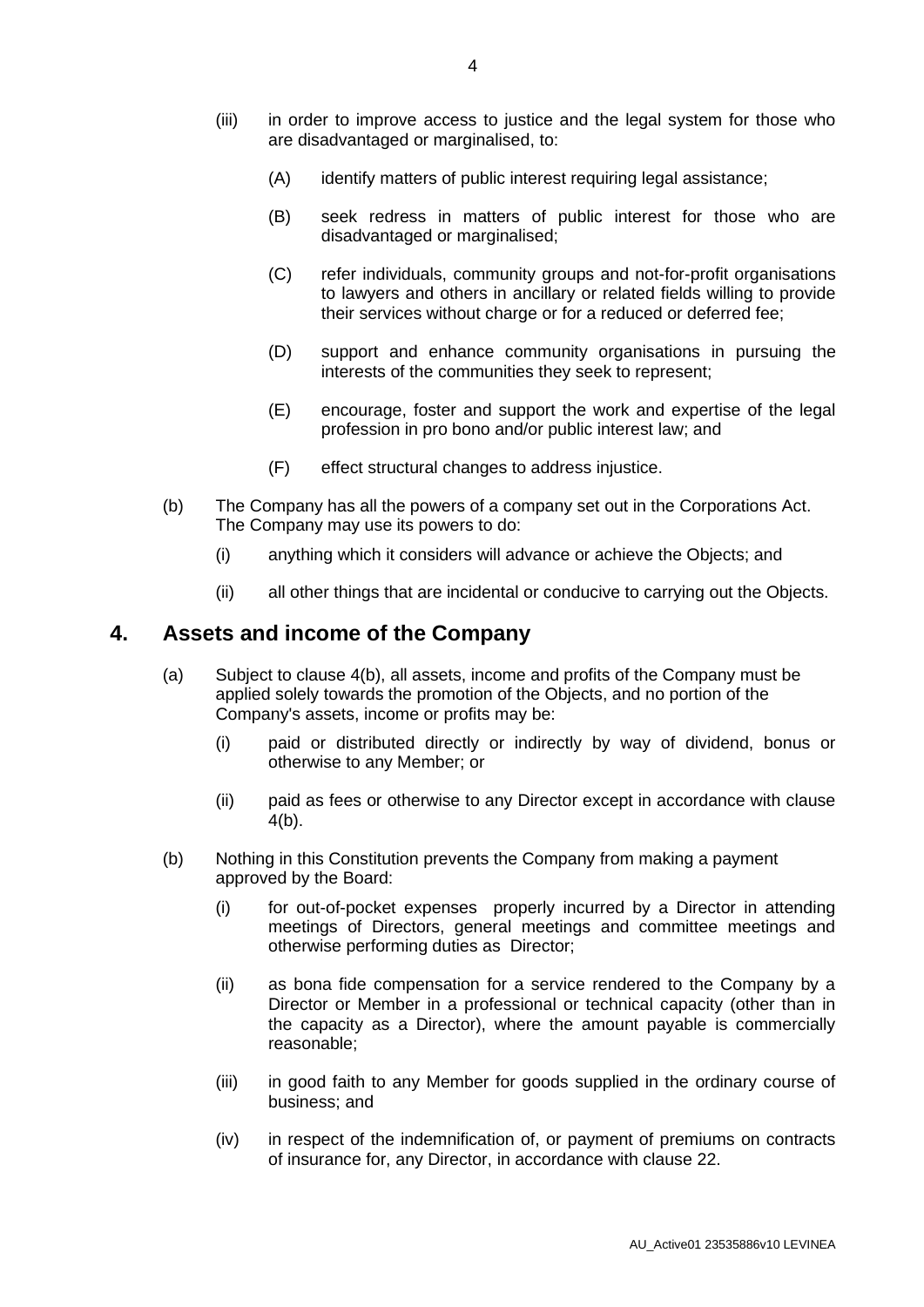(iii) in order to improve access to justice and the legal system for those who are disadvantaged or marginalised, to:

(A) identify matters of public interest requiring legal assistance;

(B) seek redress in matters of public interest for those who are disadvantaged or marginalised;

(C) refer individuals, community groups and not-for-profit organisations to lawyers and others in ancillary or related fields willing to provide their services without charge or for a reduced or deferred fee;

(D) support and enhance community organisations in pursuing the interests of the communities they seek to represent;

(E) encourage, foster and support the work and expertise of the legal profession in pro bono and/or public interest law; and

(F) effect structural changes to address injustice.

(b) The Company has all the powers of a company set out in the Corporations Act. The Company may use its powers to do:

(i) anything which it considers will advance or achieve the Objects; and

(ii) all other things that are incidental or conducive to carrying out the Objects.

## 4. Assets and income of the Company

(a) Subject to clause 4(b), all assets, income and profits of the Company must be applied solely towards the promotion of the Objects, and no portion of the Company's assets, income or profits may be:

(i) paid or distributed directly or indirectly by way of dividend, bonus or otherwise to any Member; or

(ii) paid as fees or otherwise to any Director except in accordance with clause 4(b).

(b) Nothing in this Constitution prevents the Company from making a payment approved by the Board:

(i) for out-of-pocket expenses properly incurred by a Director in attending meetings of Directors, general meetings and committee meetings and otherwise performing duties as Director;

(ii) as bona fide compensation for a service rendered to the Company by a Director or Member in a professional or technical capacity (other than in the capacity as a Director), where the amount payable is commercially reasonable;

(iii) in good faith to any Member for goods supplied in the ordinary course of business; and

(iv) in respect of the indemnification of, or payment of premiums on contracts of insurance for, any Director, in accordance with clause 22.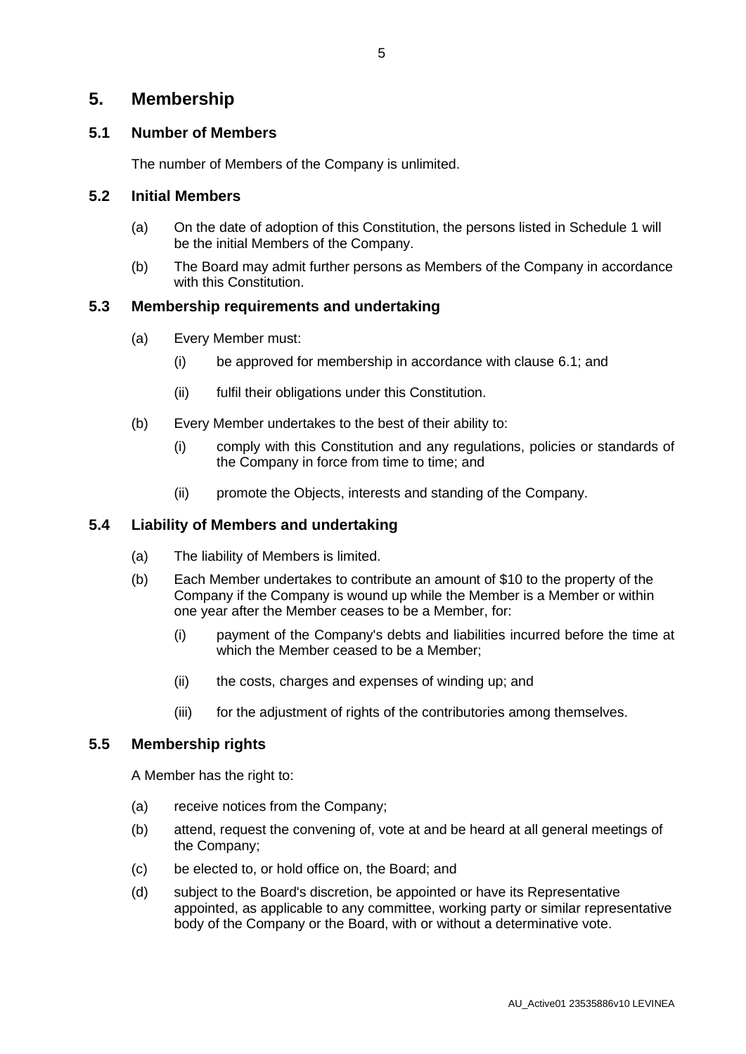## 5. Membership

### 5.1 Number of Members

The number of Members of the Company is unlimited.

### 5.2 Initial Members

(a) On the date of adoption of this Constitution, the persons listed in Schedule 1 will be the initial Members of the Company.

(b) The Board may admit further persons as Members of the Company in accordance with this Constitution.

### 5.3 Membership requirements and undertaking

(a) Every Member must:

(i) be approved for membership in accordance with clause 6.1; and

(ii) fulfil their obligations under this Constitution.

(b) Every Member undertakes to the best of their ability to:

(i) comply with this Constitution and any regulations, policies or standards of the Company in force from time to time; and

(ii) promote the Objects, interests and standing of the Company.

### 5.4 Liability of Members and undertaking

(a) The liability of Members is limited.

(b) Each Member undertakes to contribute an amount of $10 to the property of the Company if the Company is wound up while the Member is a Member or within one year after the Member ceases to be a Member, for:

(i) payment of the Company's debts and liabilities incurred before the time at which the Member ceased to be a Member;

(ii) the costs, charges and expenses of winding up; and

(iii) for the adjustment of rights of the contributories among themselves.

### 5.5 Membership rights

A Member has the right to:

(a) receive notices from the Company;

(b) attend, request the convening of, vote at and be heard at all general meetings of the Company;

(c) be elected to, or hold office on, the Board; and

(d) subject to the Board's discretion, be appointed or have its Representative appointed, as applicable to any committee, working party or similar representative body of the Company or the Board, with or without a determinative vote.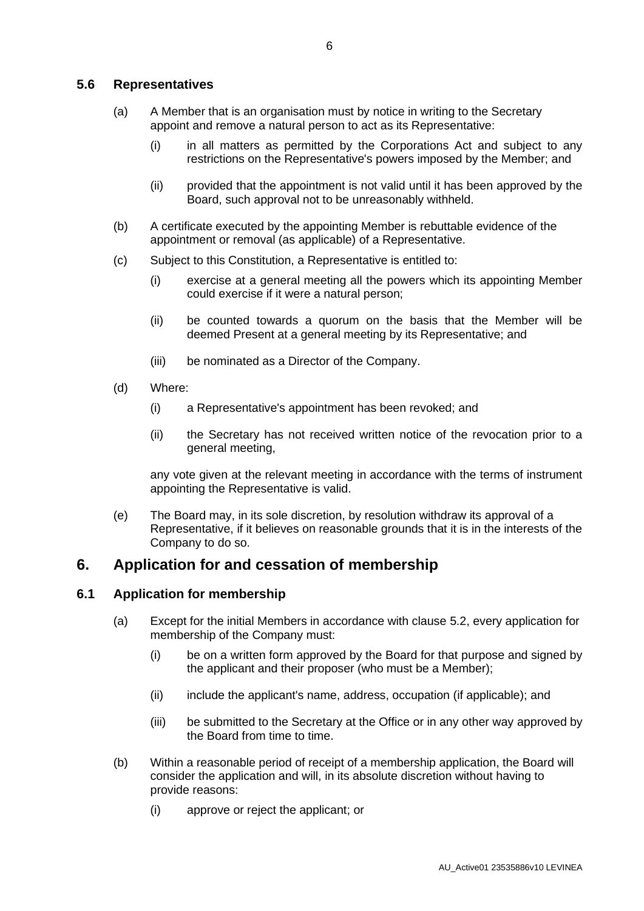### 5.6 Representatives

(a) A Member that is an organisation must by notice in writing to the Secretary appoint and remove a natural person to act as its Representative:

   (i) in all matters as permitted by the Corporations Act and subject to any restrictions on the Representative's powers imposed by the Member; and

   (ii) provided that the appointment is not valid until it has been approved by the Board, such approval not to be unreasonably withheld.

(b) A certificate executed by the appointing Member is rebuttable evidence of the appointment or removal (as applicable) of a Representative.

(c) Subject to this Constitution, a Representative is entitled to:

   (i) exercise at a general meeting all the powers which its appointing Member could exercise if it were a natural person;

   (ii) be counted towards a quorum on the basis that the Member will be deemed Present at a general meeting by its Representative; and

   (iii) be nominated as a Director of the Company.

(d) Where:

   (i) a Representative's appointment has been revoked; and

   (ii) the Secretary has not received written notice of the revocation prior to a general meeting,

   any vote given at the relevant meeting in accordance with the terms of instrument appointing the Representative is valid.

(e) The Board may, in its sole discretion, by resolution withdraw its approval of a Representative, if it believes on reasonable grounds that it is in the interests of the Company to do so.

## 6. Application for and cessation of membership

### 6.1 Application for membership

(a) Except for the initial Members in accordance with clause 5.2, every application for membership of the Company must:

   (i) be on a written form approved by the Board for that purpose and signed by the applicant and their proposer (who must be a Member);

   (ii) include the applicant's name, address, occupation (if applicable); and

   (iii) be submitted to the Secretary at the Office or in any other way approved by the Board from time to time.

(b) Within a reasonable period of receipt of a membership application, the Board will consider the application and will, in its absolute discretion without having to provide reasons:

   (i) approve or reject the applicant; or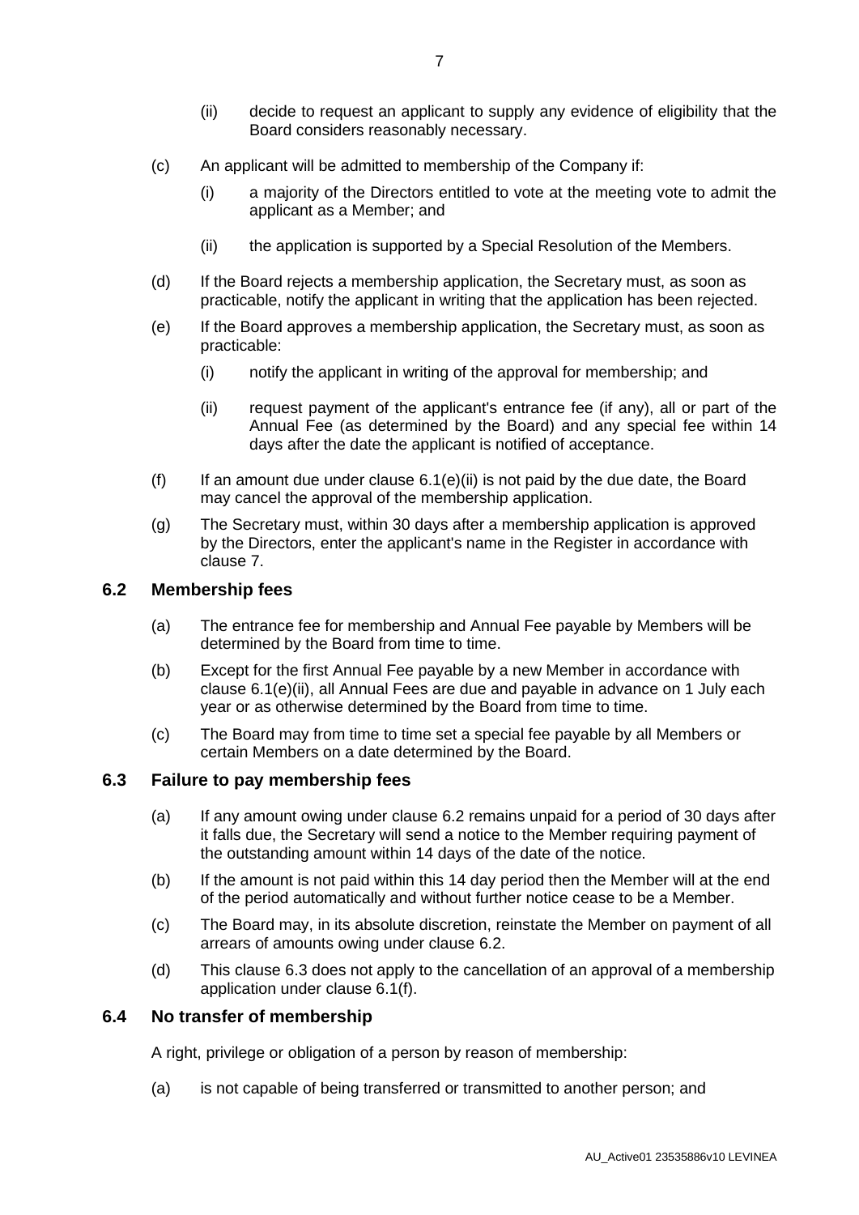(ii) decide to request an applicant to supply any evidence of eligibility that the Board considers reasonably necessary.

(c) An applicant will be admitted to membership of the Company if:

(i) a majority of the Directors entitled to vote at the meeting vote to admit the applicant as a Member; and

(ii) the application is supported by a Special Resolution of the Members.

(d) If the Board rejects a membership application, the Secretary must, as soon as practicable, notify the applicant in writing that the application has been rejected.

(e) If the Board approves a membership application, the Secretary must, as soon as practicable:

(i) notify the applicant in writing of the approval for membership; and

(ii) request payment of the applicant's entrance fee (if any), all or part of the Annual Fee (as determined by the Board) and any special fee within 14 days after the date the applicant is notified of acceptance.

(f) If an amount due under clause 6.1(e)(ii) is not paid by the due date, the Board may cancel the approval of the membership application.

(g) The Secretary must, within 30 days after a membership application is approved by the Directors, enter the applicant's name in the Register in accordance with clause 7.

## 6.2 Membership fees

(a) The entrance fee for membership and Annual Fee payable by Members will be determined by the Board from time to time.

(b) Except for the first Annual Fee payable by a new Member in accordance with clause 6.1(e)(ii), all Annual Fees are due and payable in advance on 1 July each year or as otherwise determined by the Board from time to time.

(c) The Board may from time to time set a special fee payable by all Members or certain Members on a date determined by the Board.

## 6.3 Failure to pay membership fees

(a) If any amount owing under clause 6.2 remains unpaid for a period of 30 days after it falls due, the Secretary will send a notice to the Member requiring payment of the outstanding amount within 14 days of the date of the notice.

(b) If the amount is not paid within this 14 day period then the Member will at the end of the period automatically and without further notice cease to be a Member.

(c) The Board may, in its absolute discretion, reinstate the Member on payment of all arrears of amounts owing under clause 6.2.

(d) This clause 6.3 does not apply to the cancellation of an approval of a membership application under clause 6.1(f).

## 6.4 No transfer of membership

A right, privilege or obligation of a person by reason of membership:

(a) is not capable of being transferred or transmitted to another person; and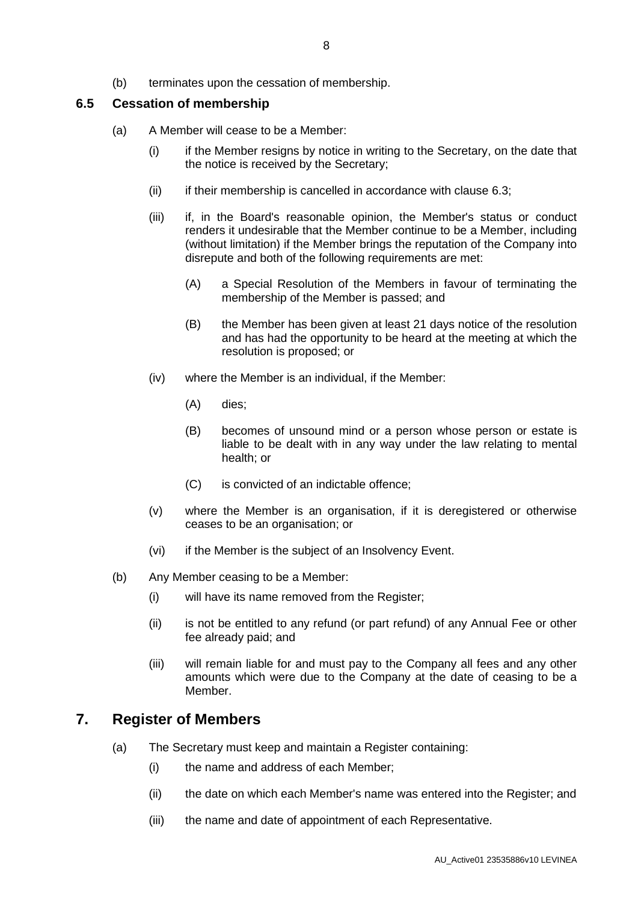(b) terminates upon the cessation of membership.

### 6.5 Cessation of membership

(a) A Member will cease to be a Member:

(i) if the Member resigns by notice in writing to the Secretary, on the date that the notice is received by the Secretary;

(ii) if their membership is cancelled in accordance with clause 6.3;

(iii) if, in the Board's reasonable opinion, the Member's status or conduct renders it undesirable that the Member continue to be a Member, including (without limitation) if the Member brings the reputation of the Company into disrepute and both of the following requirements are met:

(A) a Special Resolution of the Members in favour of terminating the membership of the Member is passed; and

(B) the Member has been given at least 21 days notice of the resolution and has had the opportunity to be heard at the meeting at which the resolution is proposed; or

(iv) where the Member is an individual, if the Member:

(A) dies;

(B) becomes of unsound mind or a person whose person or estate is liable to be dealt with in any way under the law relating to mental health; or

(C) is convicted of an indictable offence;

(v) where the Member is an organisation, if it is deregistered or otherwise ceases to be an organisation; or

(vi) if the Member is the subject of an Insolvency Event.

(b) Any Member ceasing to be a Member:

(i) will have its name removed from the Register;

(ii) is not be entitled to any refund (or part refund) of any Annual Fee or other fee already paid; and

(iii) will remain liable for and must pay to the Company all fees and any other amounts which were due to the Company at the date of ceasing to be a Member.

## 7. Register of Members

(a) The Secretary must keep and maintain a Register containing:

(i) the name and address of each Member;

(ii) the date on which each Member's name was entered into the Register; and

(iii) the name and date of appointment of each Representative.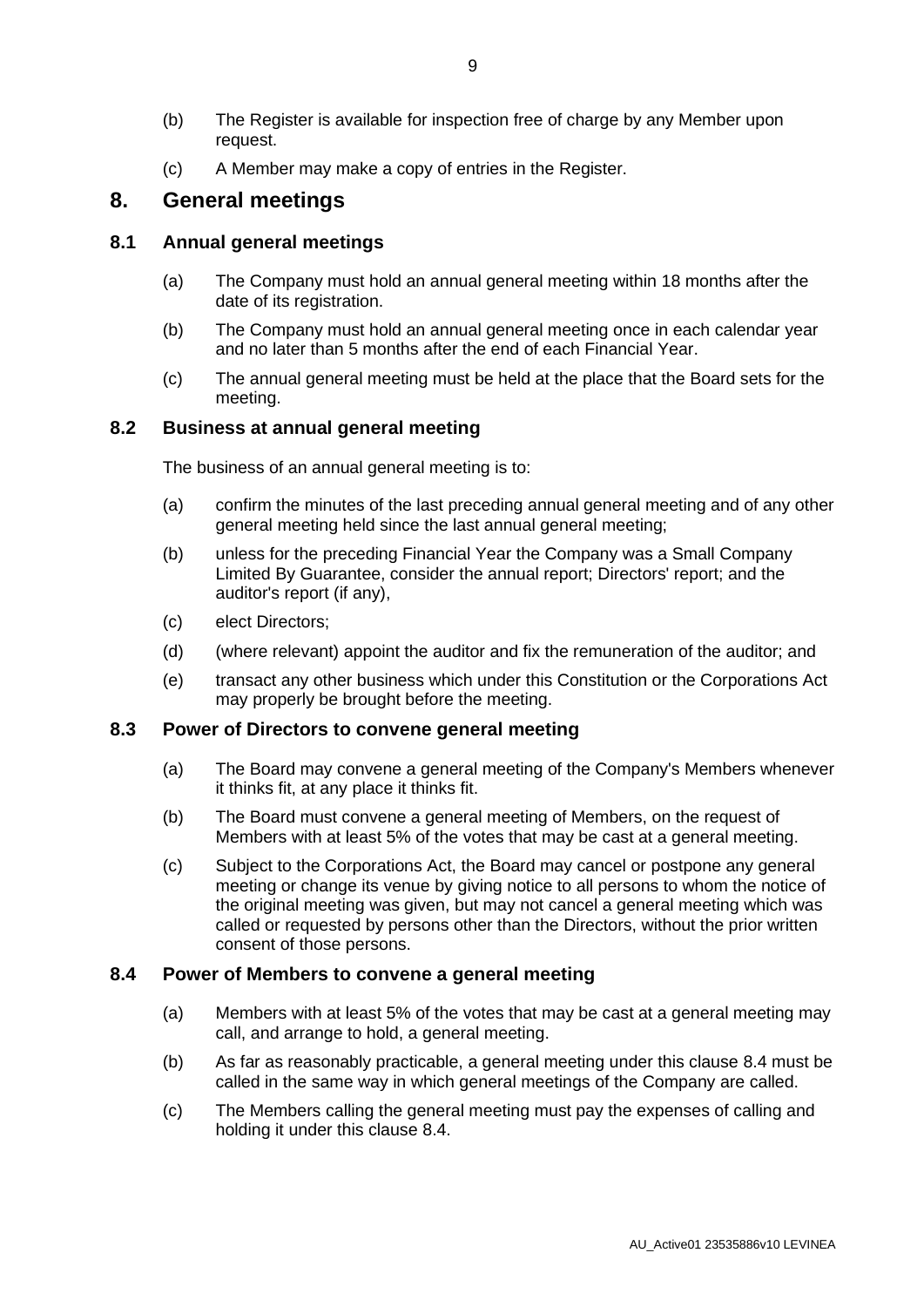(b) The Register is available for inspection free of charge by any Member upon request.

(c) A Member may make a copy of entries in the Register.

# 8. General meetings

## 8.1 Annual general meetings

(a) The Company must hold an annual general meeting within 18 months after the date of its registration.

(b) The Company must hold an annual general meeting once in each calendar year and no later than 5 months after the end of each Financial Year.

(c) The annual general meeting must be held at the place that the Board sets for the meeting.

## 8.2 Business at annual general meeting

The business of an annual general meeting is to:

(a) confirm the minutes of the last preceding annual general meeting and of any other general meeting held since the last annual general meeting;

(b) unless for the preceding Financial Year the Company was a Small Company Limited By Guarantee, consider the annual report; Directors' report; and the auditor's report (if any),

(c) elect Directors;

(d) (where relevant) appoint the auditor and fix the remuneration of the auditor; and

(e) transact any other business which under this Constitution or the Corporations Act may properly be brought before the meeting.

## 8.3 Power of Directors to convene general meeting

(a) The Board may convene a general meeting of the Company's Members whenever it thinks fit, at any place it thinks fit.

(b) The Board must convene a general meeting of Members, on the request of Members with at least 5% of the votes that may be cast at a general meeting.

(c) Subject to the Corporations Act, the Board may cancel or postpone any general meeting or change its venue by giving notice to all persons to whom the notice of the original meeting was given, but may not cancel a general meeting which was called or requested by persons other than the Directors, without the prior written consent of those persons.

## 8.4 Power of Members to convene a general meeting

(a) Members with at least 5% of the votes that may be cast at a general meeting may call, and arrange to hold, a general meeting.

(b) As far as reasonably practicable, a general meeting under this clause 8.4 must be called in the same way in which general meetings of the Company are called.

(c) The Members calling the general meeting must pay the expenses of calling and holding it under this clause 8.4.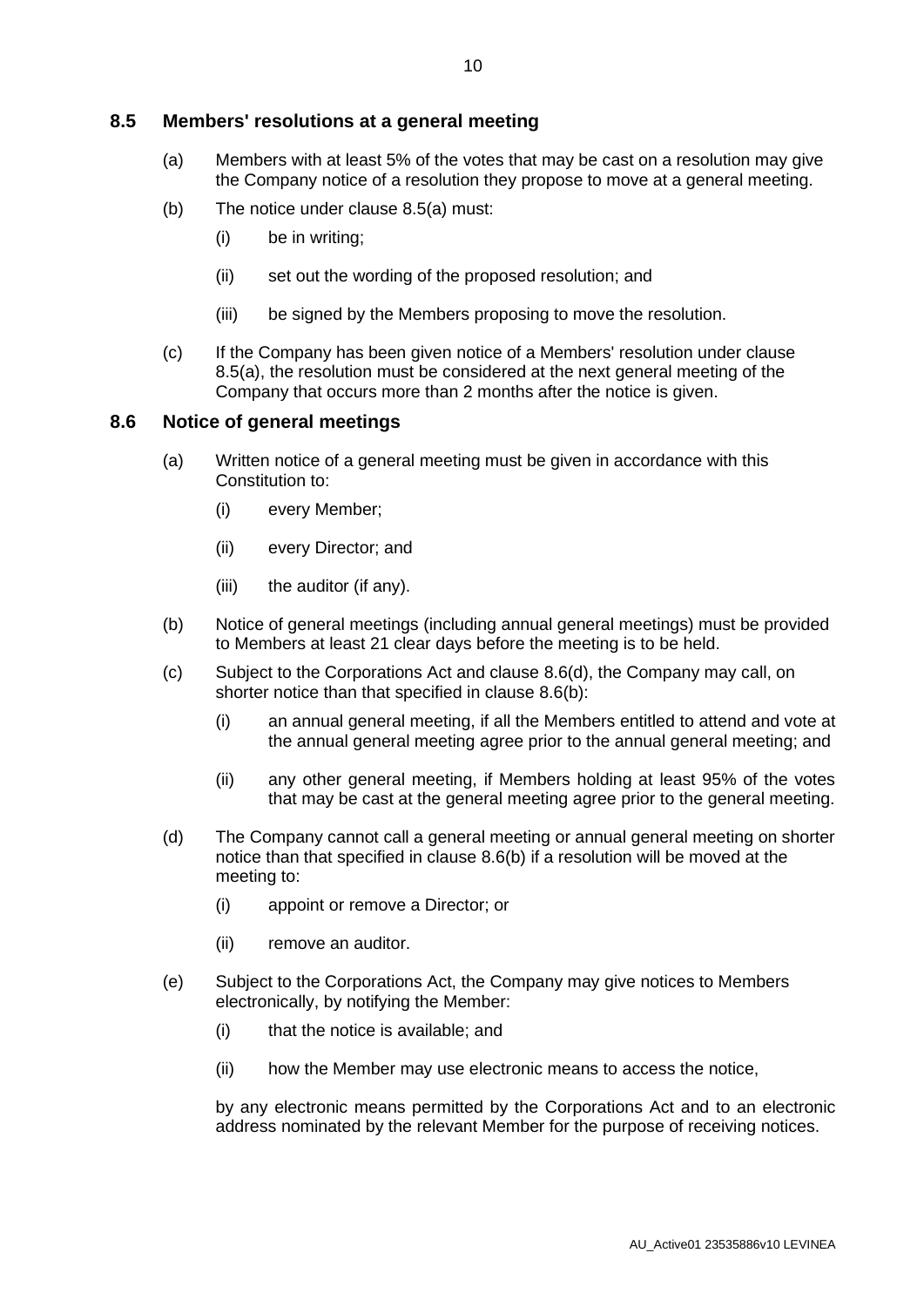## 8.5 Members' resolutions at a general meeting

(a) Members with at least 5% of the votes that may be cast on a resolution may give the Company notice of a resolution they propose to move at a general meeting.

(b) The notice under clause 8.5(a) must:

  (i) be in writing;

  (ii) set out the wording of the proposed resolution; and

  (iii) be signed by the Members proposing to move the resolution.

(c) If the Company has been given notice of a Members' resolution under clause 8.5(a), the resolution must be considered at the next general meeting of the Company that occurs more than 2 months after the notice is given.

## 8.6 Notice of general meetings

(a) Written notice of a general meeting must be given in accordance with this Constitution to:

  (i) every Member;

  (ii) every Director; and

  (iii) the auditor (if any).

(b) Notice of general meetings (including annual general meetings) must be provided to Members at least 21 clear days before the meeting is to be held.

(c) Subject to the Corporations Act and clause 8.6(d), the Company may call, on shorter notice than that specified in clause 8.6(b):

  (i) an annual general meeting, if all the Members entitled to attend and vote at the annual general meeting agree prior to the annual general meeting; and

  (ii) any other general meeting, if Members holding at least 95% of the votes that may be cast at the general meeting agree prior to the general meeting.

(d) The Company cannot call a general meeting or annual general meeting on shorter notice than that specified in clause 8.6(b) if a resolution will be moved at the meeting to:

  (i) appoint or remove a Director; or

  (ii) remove an auditor.

(e) Subject to the Corporations Act, the Company may give notices to Members electronically, by notifying the Member:

  (i) that the notice is available; and

  (ii) how the Member may use electronic means to access the notice,

  by any electronic means permitted by the Corporations Act and to an electronic address nominated by the relevant Member for the purpose of receiving notices.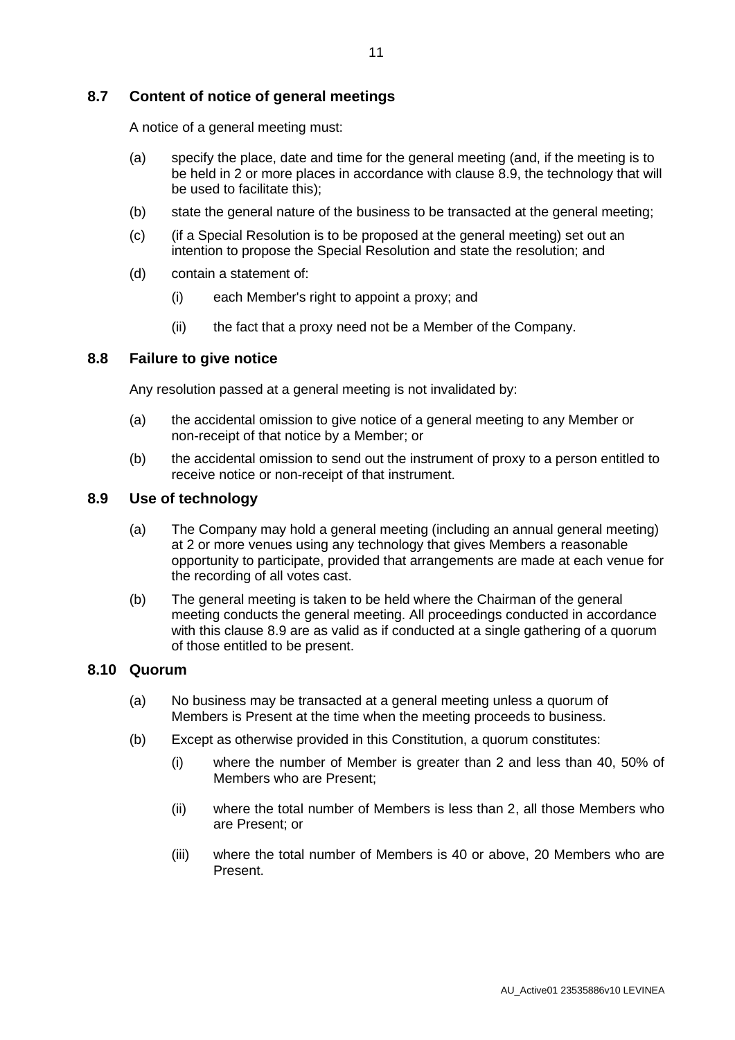## 8.7 Content of notice of general meetings

A notice of a general meeting must:

(a) specify the place, date and time for the general meeting (and, if the meeting is to be held in 2 or more places in accordance with clause 8.9, the technology that will be used to facilitate this);

(b) state the general nature of the business to be transacted at the general meeting;

(c) (if a Special Resolution is to be proposed at the general meeting) set out an intention to propose the Special Resolution and state the resolution; and

(d) contain a statement of:

  (i) each Member's right to appoint a proxy; and

  (ii) the fact that a proxy need not be a Member of the Company.

## 8.8 Failure to give notice

Any resolution passed at a general meeting is not invalidated by:

(a) the accidental omission to give notice of a general meeting to any Member or non-receipt of that notice by a Member; or

(b) the accidental omission to send out the instrument of proxy to a person entitled to receive notice or non-receipt of that instrument.

## 8.9 Use of technology

(a) The Company may hold a general meeting (including an annual general meeting) at 2 or more venues using any technology that gives Members a reasonable opportunity to participate, provided that arrangements are made at each venue for the recording of all votes cast.

(b) The general meeting is taken to be held where the Chairman of the general meeting conducts the general meeting. All proceedings conducted in accordance with this clause 8.9 are as valid as if conducted at a single gathering of a quorum of those entitled to be present.

## 8.10 Quorum

(a) No business may be transacted at a general meeting unless a quorum of Members is Present at the time when the meeting proceeds to business.

(b) Except as otherwise provided in this Constitution, a quorum constitutes:

  (i) where the number of Member is greater than 2 and less than 40, 50% of Members who are Present;

  (ii) where the total number of Members is less than 2, all those Members who are Present; or

  (iii) where the total number of Members is 40 or above, 20 Members who are Present.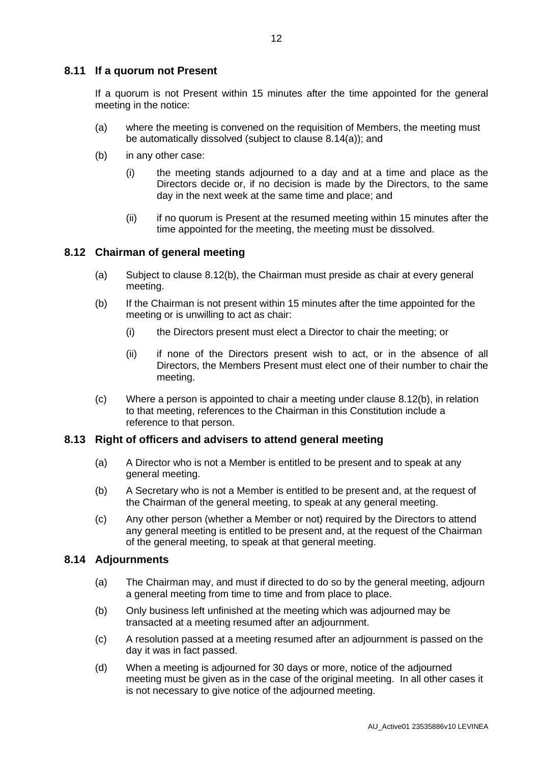### 8.11 If a quorum not Present

If a quorum is not Present within 15 minutes after the time appointed for the general meeting in the notice:

(a) where the meeting is convened on the requisition of Members, the meeting must be automatically dissolved (subject to clause 8.14(a)); and

(b) in any other case:

  (i) the meeting stands adjourned to a day and at a time and place as the Directors decide or, if no decision is made by the Directors, to the same day in the next week at the same time and place; and

  (ii) if no quorum is Present at the resumed meeting within 15 minutes after the time appointed for the meeting, the meeting must be dissolved.

### 8.12 Chairman of general meeting

(a) Subject to clause 8.12(b), the Chairman must preside as chair at every general meeting.

(b) If the Chairman is not present within 15 minutes after the time appointed for the meeting or is unwilling to act as chair:

  (i) the Directors present must elect a Director to chair the meeting; or

  (ii) if none of the Directors present wish to act, or in the absence of all Directors, the Members Present must elect one of their number to chair the meeting.

(c) Where a person is appointed to chair a meeting under clause 8.12(b), in relation to that meeting, references to the Chairman in this Constitution include a reference to that person.

### 8.13 Right of officers and advisers to attend general meeting

(a) A Director who is not a Member is entitled to be present and to speak at any general meeting.

(b) A Secretary who is not a Member is entitled to be present and, at the request of the Chairman of the general meeting, to speak at any general meeting.

(c) Any other person (whether a Member or not) required by the Directors to attend any general meeting is entitled to be present and, at the request of the Chairman of the general meeting, to speak at that general meeting.

### 8.14 Adjournments

(a) The Chairman may, and must if directed to do so by the general meeting, adjourn a general meeting from time to time and from place to place.

(b) Only business left unfinished at the meeting which was adjourned may be transacted at a meeting resumed after an adjournment.

(c) A resolution passed at a meeting resumed after an adjournment is passed on the day it was in fact passed.

(d) When a meeting is adjourned for 30 days or more, notice of the adjourned meeting must be given as in the case of the original meeting. In all other cases it is not necessary to give notice of the adjourned meeting.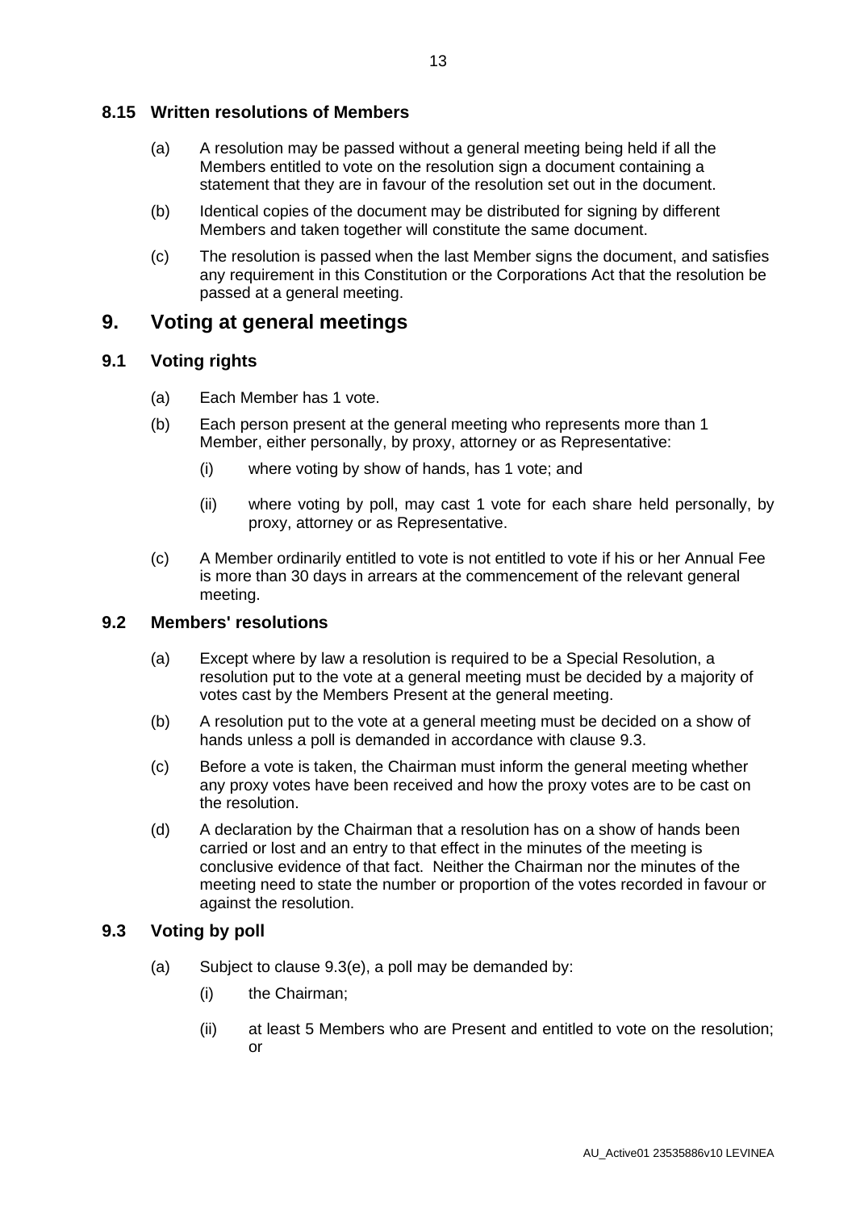### 8.15 Written resolutions of Members

(a) A resolution may be passed without a general meeting being held if all the Members entitled to vote on the resolution sign a document containing a statement that they are in favour of the resolution set out in the document.

(b) Identical copies of the document may be distributed for signing by different Members and taken together will constitute the same document.

(c) The resolution is passed when the last Member signs the document, and satisfies any requirement in this Constitution or the Corporations Act that the resolution be passed at a general meeting.

## 9. Voting at general meetings

### 9.1 Voting rights

(a) Each Member has 1 vote.

(b) Each person present at the general meeting who represents more than 1 Member, either personally, by proxy, attorney or as Representative:

(i) where voting by show of hands, has 1 vote; and

(ii) where voting by poll, may cast 1 vote for each share held personally, by proxy, attorney or as Representative.

(c) A Member ordinarily entitled to vote is not entitled to vote if his or her Annual Fee is more than 30 days in arrears at the commencement of the relevant general meeting.

### 9.2 Members' resolutions

(a) Except where by law a resolution is required to be a Special Resolution, a resolution put to the vote at a general meeting must be decided by a majority of votes cast by the Members Present at the general meeting.

(b) A resolution put to the vote at a general meeting must be decided on a show of hands unless a poll is demanded in accordance with clause 9.3.

(c) Before a vote is taken, the Chairman must inform the general meeting whether any proxy votes have been received and how the proxy votes are to be cast on the resolution.

(d) A declaration by the Chairman that a resolution has on a show of hands been carried or lost and an entry to that effect in the minutes of the meeting is conclusive evidence of that fact. Neither the Chairman nor the minutes of the meeting need to state the number or proportion of the votes recorded in favour or against the resolution.

### 9.3 Voting by poll

(a) Subject to clause 9.3(e), a poll may be demanded by:

(i) the Chairman;

(ii) at least 5 Members who are Present and entitled to vote on the resolution; or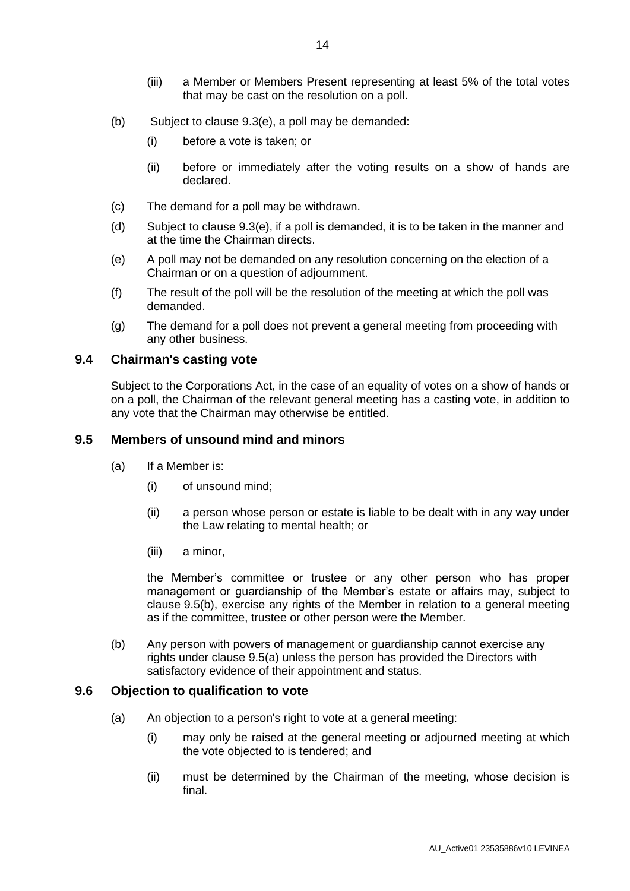(iii) a Member or Members Present representing at least 5% of the total votes that may be cast on the resolution on a poll.

(b) Subject to clause 9.3(e), a poll may be demanded:

(i) before a vote is taken; or

(ii) before or immediately after the voting results on a show of hands are declared.

(c) The demand for a poll may be withdrawn.

(d) Subject to clause 9.3(e), if a poll is demanded, it is to be taken in the manner and at the time the Chairman directs.

(e) A poll may not be demanded on any resolution concerning on the election of a Chairman or on a question of adjournment.

(f) The result of the poll will be the resolution of the meeting at which the poll was demanded.

(g) The demand for a poll does not prevent a general meeting from proceeding with any other business.

### 9.4 Chairman's casting vote

Subject to the Corporations Act, in the case of an equality of votes on a show of hands or on a poll, the Chairman of the relevant general meeting has a casting vote, in addition to any vote that the Chairman may otherwise be entitled.

### 9.5 Members of unsound mind and minors

(a) If a Member is:

(i) of unsound mind;

(ii) a person whose person or estate is liable to be dealt with in any way under the Law relating to mental health; or

(iii) a minor,

the Member's committee or trustee or any other person who has proper management or guardianship of the Member's estate or affairs may, subject to clause 9.5(b), exercise any rights of the Member in relation to a general meeting as if the committee, trustee or other person were the Member.

(b) Any person with powers of management or guardianship cannot exercise any rights under clause 9.5(a) unless the person has provided the Directors with satisfactory evidence of their appointment and status.

### 9.6 Objection to qualification to vote

(a) An objection to a person's right to vote at a general meeting:

(i) may only be raised at the general meeting or adjourned meeting at which the vote objected to is tendered; and

(ii) must be determined by the Chairman of the meeting, whose decision is final.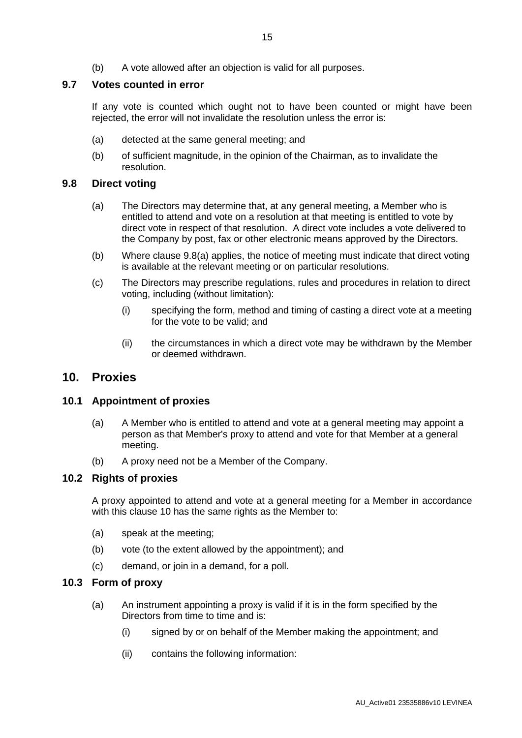(b) A vote allowed after an objection is valid for all purposes.

### 9.7 Votes counted in error

If any vote is counted which ought not to have been counted or might have been rejected, the error will not invalidate the resolution unless the error is:

(a) detected at the same general meeting; and

(b) of sufficient magnitude, in the opinion of the Chairman, as to invalidate the resolution.

### 9.8 Direct voting

(a) The Directors may determine that, at any general meeting, a Member who is entitled to attend and vote on a resolution at that meeting is entitled to vote by direct vote in respect of that resolution. A direct vote includes a vote delivered to the Company by post, fax or other electronic means approved by the Directors.

(b) Where clause 9.8(a) applies, the notice of meeting must indicate that direct voting is available at the relevant meeting or on particular resolutions.

(c) The Directors may prescribe regulations, rules and procedures in relation to direct voting, including (without limitation):

(i) specifying the form, method and timing of casting a direct vote at a meeting for the vote to be valid; and

(ii) the circumstances in which a direct vote may be withdrawn by the Member or deemed withdrawn.

## 10. Proxies

### 10.1 Appointment of proxies

(a) A Member who is entitled to attend and vote at a general meeting may appoint a person as that Member's proxy to attend and vote for that Member at a general meeting.

(b) A proxy need not be a Member of the Company.

### 10.2 Rights of proxies

A proxy appointed to attend and vote at a general meeting for a Member in accordance with this clause 10 has the same rights as the Member to:

(a) speak at the meeting;

(b) vote (to the extent allowed by the appointment); and

(c) demand, or join in a demand, for a poll.

### 10.3 Form of proxy

(a) An instrument appointing a proxy is valid if it is in the form specified by the Directors from time to time and is:

(i) signed by or on behalf of the Member making the appointment; and

(ii) contains the following information: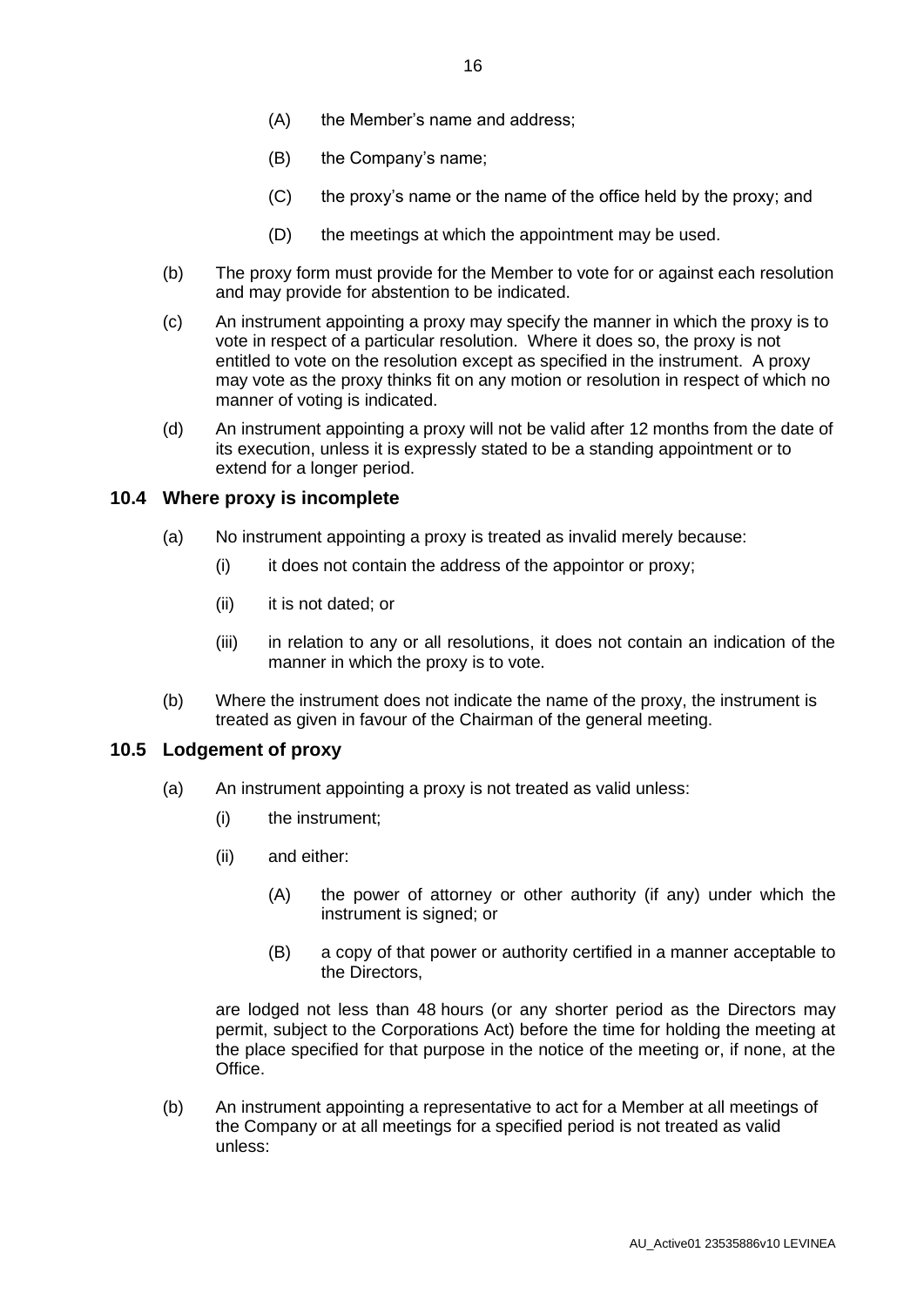(A) the Member's name and address;

(B) the Company's name;

(C) the proxy's name or the name of the office held by the proxy; and

(D) the meetings at which the appointment may be used.

(b) The proxy form must provide for the Member to vote for or against each resolution and may provide for abstention to be indicated.

(c) An instrument appointing a proxy may specify the manner in which the proxy is to vote in respect of a particular resolution. Where it does so, the proxy is not entitled to vote on the resolution except as specified in the instrument. A proxy may vote as the proxy thinks fit on any motion or resolution in respect of which no manner of voting is indicated.

(d) An instrument appointing a proxy will not be valid after 12 months from the date of its execution, unless it is expressly stated to be a standing appointment or to extend for a longer period.

## 10.4 Where proxy is incomplete

(a) No instrument appointing a proxy is treated as invalid merely because:

(i) it does not contain the address of the appointor or proxy;

(ii) it is not dated; or

(iii) in relation to any or all resolutions, it does not contain an indication of the manner in which the proxy is to vote.

(b) Where the instrument does not indicate the name of the proxy, the instrument is treated as given in favour of the Chairman of the general meeting.

## 10.5 Lodgement of proxy

(a) An instrument appointing a proxy is not treated as valid unless:

(i) the instrument;

(ii) and either:

(A) the power of attorney or other authority (if any) under which the instrument is signed; or

(B) a copy of that power or authority certified in a manner acceptable to the Directors,

are lodged not less than 48 hours (or any shorter period as the Directors may permit, subject to the Corporations Act) before the time for holding the meeting at the place specified for that purpose in the notice of the meeting or, if none, at the Office.

(b) An instrument appointing a representative to act for a Member at all meetings of the Company or at all meetings for a specified period is not treated as valid unless: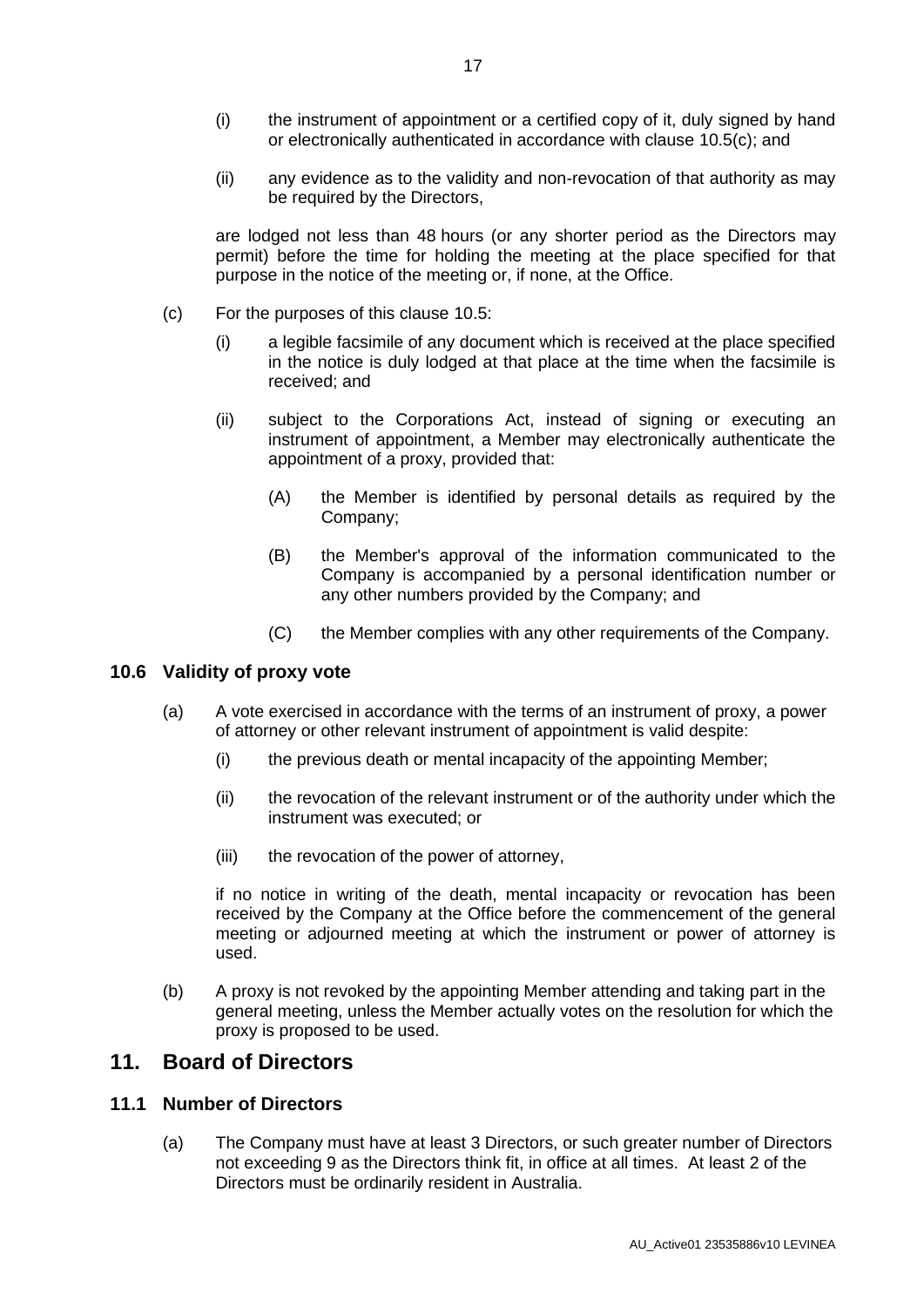(i) the instrument of appointment or a certified copy of it, duly signed by hand or electronically authenticated in accordance with clause 10.5(c); and

(ii) any evidence as to the validity and non-revocation of that authority as may be required by the Directors,

are lodged not less than 48 hours (or any shorter period as the Directors may permit) before the time for holding the meeting at the place specified for that purpose in the notice of the meeting or, if none, at the Office.

(c) For the purposes of this clause 10.5:

(i) a legible facsimile of any document which is received at the place specified in the notice is duly lodged at that place at the time when the facsimile is received; and

(ii) subject to the Corporations Act, instead of signing or executing an instrument of appointment, a Member may electronically authenticate the appointment of a proxy, provided that:

(A) the Member is identified by personal details as required by the Company;

(B) the Member's approval of the information communicated to the Company is accompanied by a personal identification number or any other numbers provided by the Company; and

(C) the Member complies with any other requirements of the Company.

### 10.6 Validity of proxy vote

(a) A vote exercised in accordance with the terms of an instrument of proxy, a power of attorney or other relevant instrument of appointment is valid despite:

(i) the previous death or mental incapacity of the appointing Member;

(ii) the revocation of the relevant instrument or of the authority under which the instrument was executed; or

(iii) the revocation of the power of attorney,

if no notice in writing of the death, mental incapacity or revocation has been received by the Company at the Office before the commencement of the general meeting or adjourned meeting at which the instrument or power of attorney is used.

(b) A proxy is not revoked by the appointing Member attending and taking part in the general meeting, unless the Member actually votes on the resolution for which the proxy is proposed to be used.

## 11. Board of Directors

### 11.1 Number of Directors

(a) The Company must have at least 3 Directors, or such greater number of Directors not exceeding 9 as the Directors think fit, in office at all times. At least 2 of the Directors must be ordinarily resident in Australia.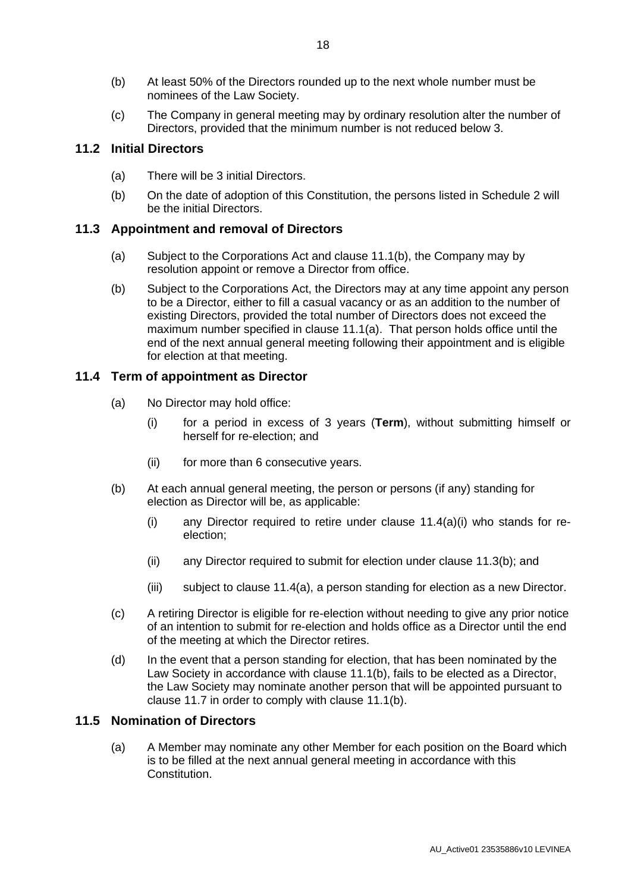(b) At least 50% of the Directors rounded up to the next whole number must be nominees of the Law Society.

(c) The Company in general meeting may by ordinary resolution alter the number of Directors, provided that the minimum number is not reduced below 3.

## 11.2 Initial Directors

(a) There will be 3 initial Directors.

(b) On the date of adoption of this Constitution, the persons listed in Schedule 2 will be the initial Directors.

## 11.3 Appointment and removal of Directors

(a) Subject to the Corporations Act and clause 11.1(b), the Company may by resolution appoint or remove a Director from office.

(b) Subject to the Corporations Act, the Directors may at any time appoint any person to be a Director, either to fill a casual vacancy or as an addition to the number of existing Directors, provided the total number of Directors does not exceed the maximum number specified in clause 11.1(a). That person holds office until the end of the next annual general meeting following their appointment and is eligible for election at that meeting.

## 11.4 Term of appointment as Director

(a) No Director may hold office:

(i) for a period in excess of 3 years (**Term**), without submitting himself or herself for re-election; and

(ii) for more than 6 consecutive years.

(b) At each annual general meeting, the person or persons (if any) standing for election as Director will be, as applicable:

(i) any Director required to retire under clause 11.4(a)(i) who stands for re-election;

(ii) any Director required to submit for election under clause 11.3(b); and

(iii) subject to clause 11.4(a), a person standing for election as a new Director.

(c) A retiring Director is eligible for re-election without needing to give any prior notice of an intention to submit for re-election and holds office as a Director until the end of the meeting at which the Director retires.

(d) In the event that a person standing for election, that has been nominated by the Law Society in accordance with clause 11.1(b), fails to be elected as a Director, the Law Society may nominate another person that will be appointed pursuant to clause 11.7 in order to comply with clause 11.1(b).

## 11.5 Nomination of Directors

(a) A Member may nominate any other Member for each position on the Board which is to be filled at the next annual general meeting in accordance with this Constitution.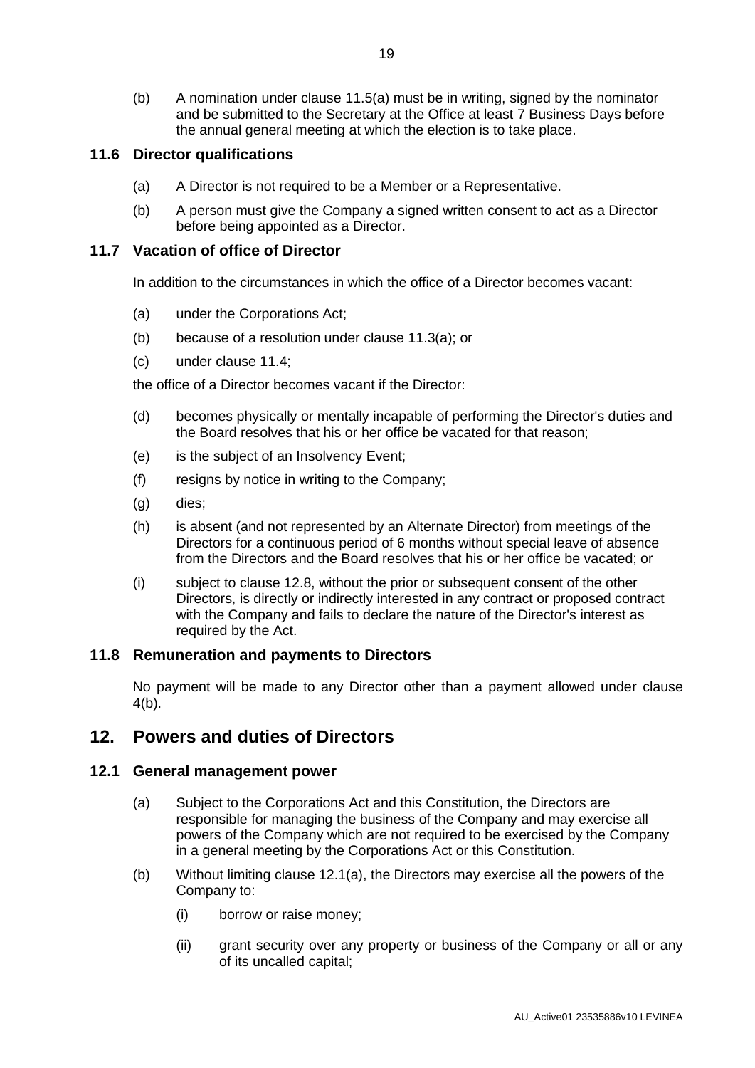(b) A nomination under clause 11.5(a) must be in writing, signed by the nominator and be submitted to the Secretary at the Office at least 7 Business Days before the annual general meeting at which the election is to take place.

### 11.6 Director qualifications

(a) A Director is not required to be a Member or a Representative.

(b) A person must give the Company a signed written consent to act as a Director before being appointed as a Director.

### 11.7 Vacation of office of Director

In addition to the circumstances in which the office of a Director becomes vacant:

(a) under the Corporations Act;

(b) because of a resolution under clause 11.3(a); or

(c) under clause 11.4;

the office of a Director becomes vacant if the Director:

(d) becomes physically or mentally incapable of performing the Director's duties and the Board resolves that his or her office be vacated for that reason;

(e) is the subject of an Insolvency Event;

(f) resigns by notice in writing to the Company;

(g) dies;

(h) is absent (and not represented by an Alternate Director) from meetings of the Directors for a continuous period of 6 months without special leave of absence from the Directors and the Board resolves that his or her office be vacated; or

(i) subject to clause 12.8, without the prior or subsequent consent of the other Directors, is directly or indirectly interested in any contract or proposed contract with the Company and fails to declare the nature of the Director's interest as required by the Act.

### 11.8 Remuneration and payments to Directors

No payment will be made to any Director other than a payment allowed under clause 4(b).

## 12. Powers and duties of Directors

### 12.1 General management power

(a) Subject to the Corporations Act and this Constitution, the Directors are responsible for managing the business of the Company and may exercise all powers of the Company which are not required to be exercised by the Company in a general meeting by the Corporations Act or this Constitution.

(b) Without limiting clause 12.1(a), the Directors may exercise all the powers of the Company to:

(i) borrow or raise money;

(ii) grant security over any property or business of the Company or all or any of its uncalled capital;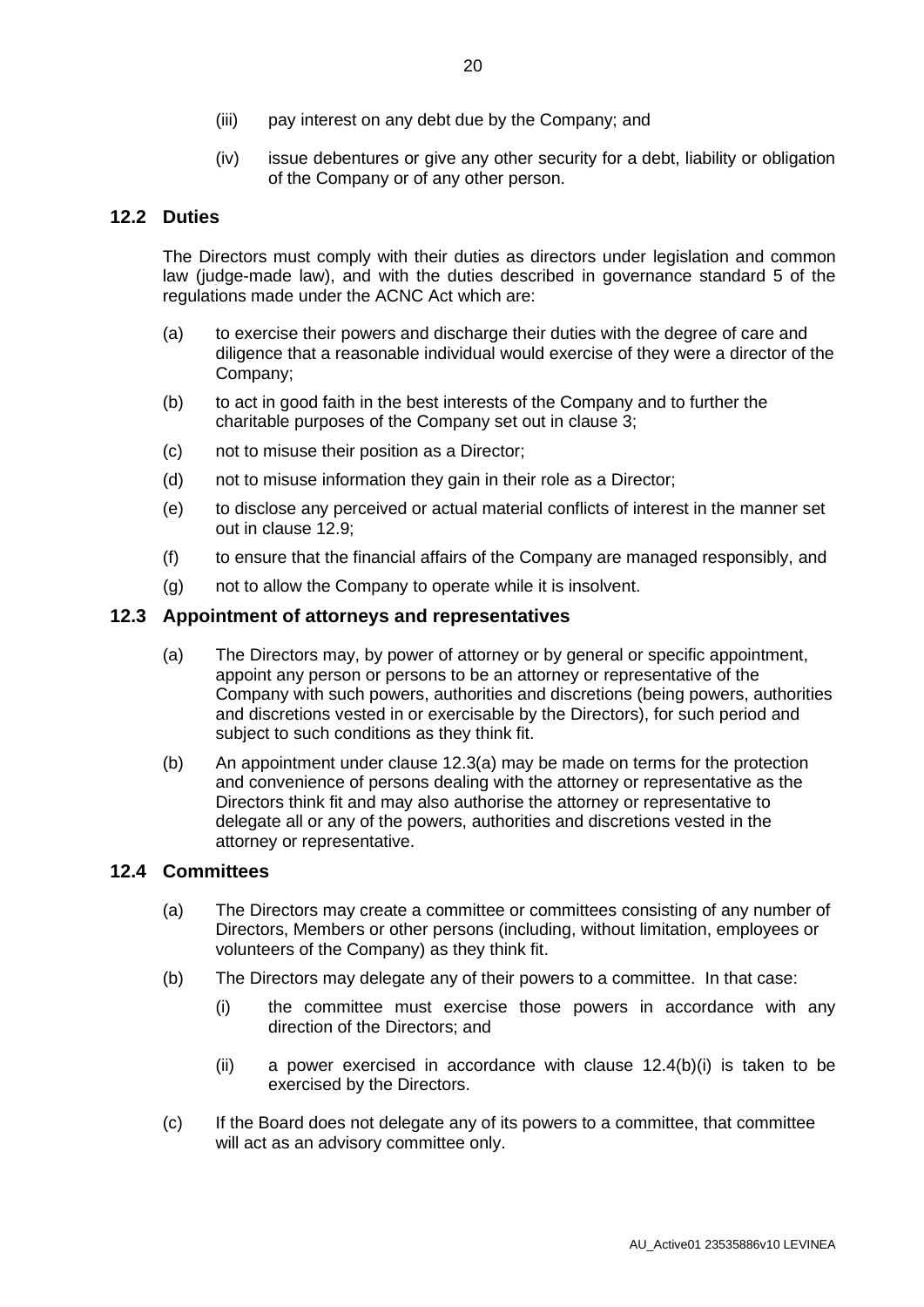(iii) pay interest on any debt due by the Company; and

(iv) issue debentures or give any other security for a debt, liability or obligation of the Company or of any other person.

## 12.2 Duties

The Directors must comply with their duties as directors under legislation and common law (judge-made law), and with the duties described in governance standard 5 of the regulations made under the ACNC Act which are:

(a) to exercise their powers and discharge their duties with the degree of care and diligence that a reasonable individual would exercise of they were a director of the Company;

(b) to act in good faith in the best interests of the Company and to further the charitable purposes of the Company set out in clause 3;

(c) not to misuse their position as a Director;

(d) not to misuse information they gain in their role as a Director;

(e) to disclose any perceived or actual material conflicts of interest in the manner set out in clause 12.9;

(f) to ensure that the financial affairs of the Company are managed responsibly, and

(g) not to allow the Company to operate while it is insolvent.

## 12.3 Appointment of attorneys and representatives

(a) The Directors may, by power of attorney or by general or specific appointment, appoint any person or persons to be an attorney or representative of the Company with such powers, authorities and discretions (being powers, authorities and discretions vested in or exercisable by the Directors), for such period and subject to such conditions as they think fit.

(b) An appointment under clause 12.3(a) may be made on terms for the protection and convenience of persons dealing with the attorney or representative as the Directors think fit and may also authorise the attorney or representative to delegate all or any of the powers, authorities and discretions vested in the attorney or representative.

## 12.4 Committees

(a) The Directors may create a committee or committees consisting of any number of Directors, Members or other persons (including, without limitation, employees or volunteers of the Company) as they think fit.

(b) The Directors may delegate any of their powers to a committee. In that case:

   (i) the committee must exercise those powers in accordance with any direction of the Directors; and

   (ii) a power exercised in accordance with clause 12.4(b)(i) is taken to be exercised by the Directors.

(c) If the Board does not delegate any of its powers to a committee, that committee will act as an advisory committee only.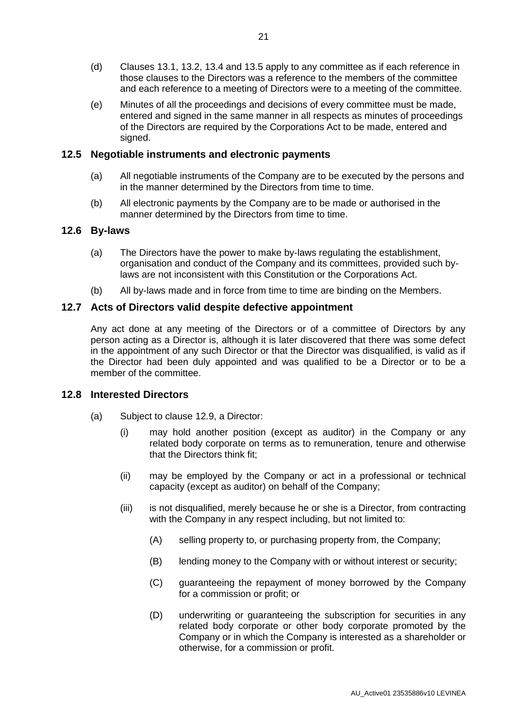(d) Clauses 13.1, 13.2, 13.4 and 13.5 apply to any committee as if each reference in those clauses to the Directors was a reference to the members of the committee and each reference to a meeting of Directors were to a meeting of the committee.

(e) Minutes of all the proceedings and decisions of every committee must be made, entered and signed in the same manner in all respects as minutes of proceedings of the Directors are required by the Corporations Act to be made, entered and signed.

## 12.5 Negotiable instruments and electronic payments

(a) All negotiable instruments of the Company are to be executed by the persons and in the manner determined by the Directors from time to time.

(b) All electronic payments by the Company are to be made or authorised in the manner determined by the Directors from time to time.

## 12.6 By-laws

(a) The Directors have the power to make by-laws regulating the establishment, organisation and conduct of the Company and its committees, provided such by-laws are not inconsistent with this Constitution or the Corporations Act.

(b) All by-laws made and in force from time to time are binding on the Members.

## 12.7 Acts of Directors valid despite defective appointment

Any act done at any meeting of the Directors or of a committee of Directors by any person acting as a Director is, although it is later discovered that there was some defect in the appointment of any such Director or that the Director was disqualified, is valid as if the Director had been duly appointed and was qualified to be a Director or to be a member of the committee.

## 12.8 Interested Directors

(a) Subject to clause 12.9, a Director:

(i) may hold another position (except as auditor) in the Company or any related body corporate on terms as to remuneration, tenure and otherwise that the Directors think fit;

(ii) may be employed by the Company or act in a professional or technical capacity (except as auditor) on behalf of the Company;

(iii) is not disqualified, merely because he or she is a Director, from contracting with the Company in any respect including, but not limited to:

(A) selling property to, or purchasing property from, the Company;

(B) lending money to the Company with or without interest or security;

(C) guaranteeing the repayment of money borrowed by the Company for a commission or profit; or

(D) underwriting or guaranteeing the subscription for securities in any related body corporate or other body corporate promoted by the Company or in which the Company is interested as a shareholder or otherwise, for a commission or profit.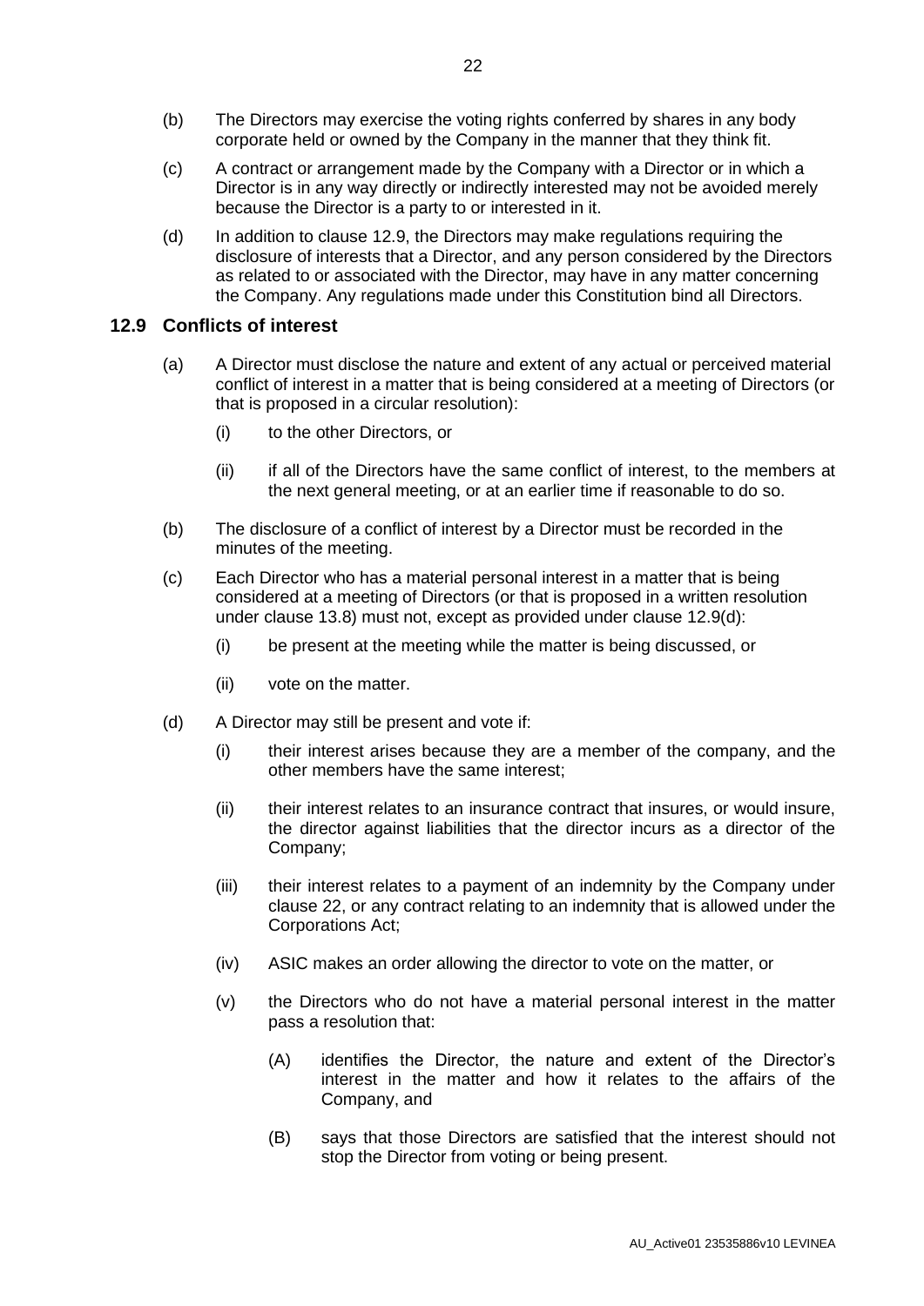(b) The Directors may exercise the voting rights conferred by shares in any body corporate held or owned by the Company in the manner that they think fit.

(c) A contract or arrangement made by the Company with a Director or in which a Director is in any way directly or indirectly interested may not be avoided merely because the Director is a party to or interested in it.

(d) In addition to clause 12.9, the Directors may make regulations requiring the disclosure of interests that a Director, and any person considered by the Directors as related to or associated with the Director, may have in any matter concerning the Company. Any regulations made under this Constitution bind all Directors.

## 12.9 Conflicts of interest

(a) A Director must disclose the nature and extent of any actual or perceived material conflict of interest in a matter that is being considered at a meeting of Directors (or that is proposed in a circular resolution):

(i) to the other Directors, or

(ii) if all of the Directors have the same conflict of interest, to the members at the next general meeting, or at an earlier time if reasonable to do so.

(b) The disclosure of a conflict of interest by a Director must be recorded in the minutes of the meeting.

(c) Each Director who has a material personal interest in a matter that is being considered at a meeting of Directors (or that is proposed in a written resolution under clause 13.8) must not, except as provided under clause 12.9(d):

(i) be present at the meeting while the matter is being discussed, or

(ii) vote on the matter.

(d) A Director may still be present and vote if:

(i) their interest arises because they are a member of the company, and the other members have the same interest;

(ii) their interest relates to an insurance contract that insures, or would insure, the director against liabilities that the director incurs as a director of the Company;

(iii) their interest relates to a payment of an indemnity by the Company under clause 22, or any contract relating to an indemnity that is allowed under the Corporations Act;

(iv) ASIC makes an order allowing the director to vote on the matter, or

(v) the Directors who do not have a material personal interest in the matter pass a resolution that:

(A) identifies the Director, the nature and extent of the Director's interest in the matter and how it relates to the affairs of the Company, and

(B) says that those Directors are satisfied that the interest should not stop the Director from voting or being present.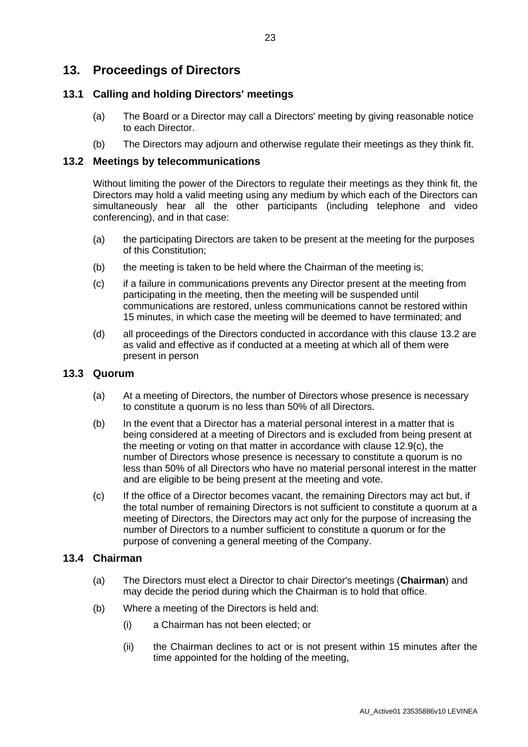# 13. Proceedings of Directors

## 13.1 Calling and holding Directors' meetings

(a) The Board or a Director may call a Directors' meeting by giving reasonable notice to each Director.

(b) The Directors may adjourn and otherwise regulate their meetings as they think fit.

## 13.2 Meetings by telecommunications

Without limiting the power of the Directors to regulate their meetings as they think fit, the Directors may hold a valid meeting using any medium by which each of the Directors can simultaneously hear all the other participants (including telephone and video conferencing), and in that case:

(a) the participating Directors are taken to be present at the meeting for the purposes of this Constitution;

(b) the meeting is taken to be held where the Chairman of the meeting is;

(c) if a failure in communications prevents any Director present at the meeting from participating in the meeting, then the meeting will be suspended until communications are restored, unless communications cannot be restored within 15 minutes, in which case the meeting will be deemed to have terminated; and

(d) all proceedings of the Directors conducted in accordance with this clause 13.2 are as valid and effective as if conducted at a meeting at which all of them were present in person

## 13.3 Quorum

(a) At a meeting of Directors, the number of Directors whose presence is necessary to constitute a quorum is no less than 50% of all Directors.

(b) In the event that a Director has a material personal interest in a matter that is being considered at a meeting of Directors and is excluded from being present at the meeting or voting on that matter in accordance with clause 12.9(c), the number of Directors whose presence is necessary to constitute a quorum is no less than 50% of all Directors who have no material personal interest in the matter and are eligible to be being present at the meeting and vote.

(c) If the office of a Director becomes vacant, the remaining Directors may act but, if the total number of remaining Directors is not sufficient to constitute a quorum at a meeting of Directors, the Directors may act only for the purpose of increasing the number of Directors to a number sufficient to constitute a quorum or for the purpose of convening a general meeting of the Company.

## 13.4 Chairman

(a) The Directors must elect a Director to chair Director's meetings (**Chairman**) and may decide the period during which the Chairman is to hold that office.

(b) Where a meeting of the Directors is held and:

(i) a Chairman has not been elected; or

(ii) the Chairman declines to act or is not present within 15 minutes after the time appointed for the holding of the meeting,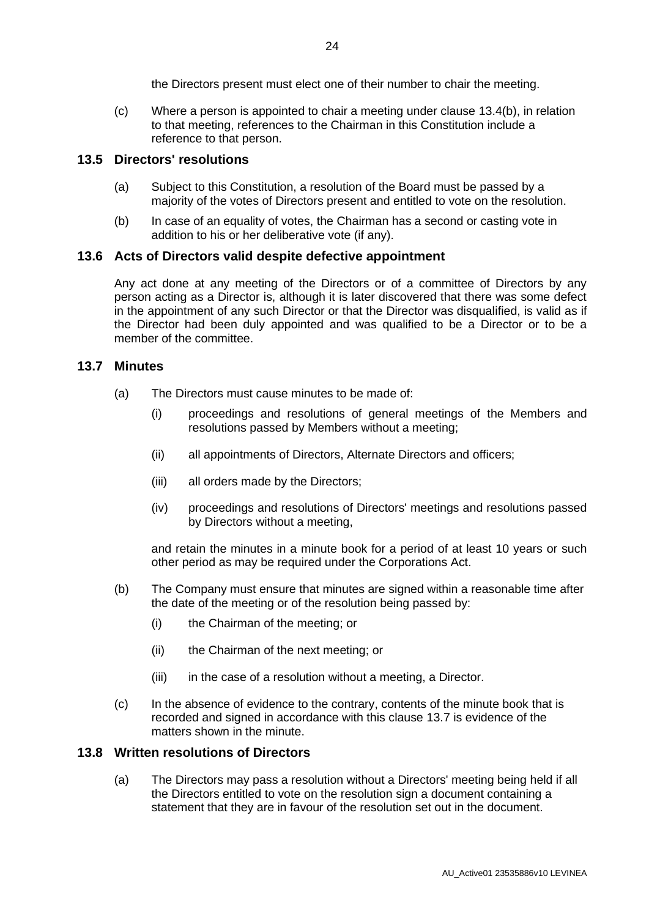the Directors present must elect one of their number to chair the meeting.

(c) Where a person is appointed to chair a meeting under clause 13.4(b), in relation to that meeting, references to the Chairman in this Constitution include a reference to that person.

## 13.5 Directors' resolutions

(a) Subject to this Constitution, a resolution of the Board must be passed by a majority of the votes of Directors present and entitled to vote on the resolution.

(b) In case of an equality of votes, the Chairman has a second or casting vote in addition to his or her deliberative vote (if any).

## 13.6 Acts of Directors valid despite defective appointment

Any act done at any meeting of the Directors or of a committee of Directors by any person acting as a Director is, although it is later discovered that there was some defect in the appointment of any such Director or that the Director was disqualified, is valid as if the Director had been duly appointed and was qualified to be a Director or to be a member of the committee.

## 13.7 Minutes

(a) The Directors must cause minutes to be made of:

(i) proceedings and resolutions of general meetings of the Members and resolutions passed by Members without a meeting;

(ii) all appointments of Directors, Alternate Directors and officers;

(iii) all orders made by the Directors;

(iv) proceedings and resolutions of Directors' meetings and resolutions passed by Directors without a meeting,

and retain the minutes in a minute book for a period of at least 10 years or such other period as may be required under the Corporations Act.

(b) The Company must ensure that minutes are signed within a reasonable time after the date of the meeting or of the resolution being passed by:

(i) the Chairman of the meeting; or

(ii) the Chairman of the next meeting; or

(iii) in the case of a resolution without a meeting, a Director.

(c) In the absence of evidence to the contrary, contents of the minute book that is recorded and signed in accordance with this clause 13.7 is evidence of the matters shown in the minute.

## 13.8 Written resolutions of Directors

(a) The Directors may pass a resolution without a Directors' meeting being held if all the Directors entitled to vote on the resolution sign a document containing a statement that they are in favour of the resolution set out in the document.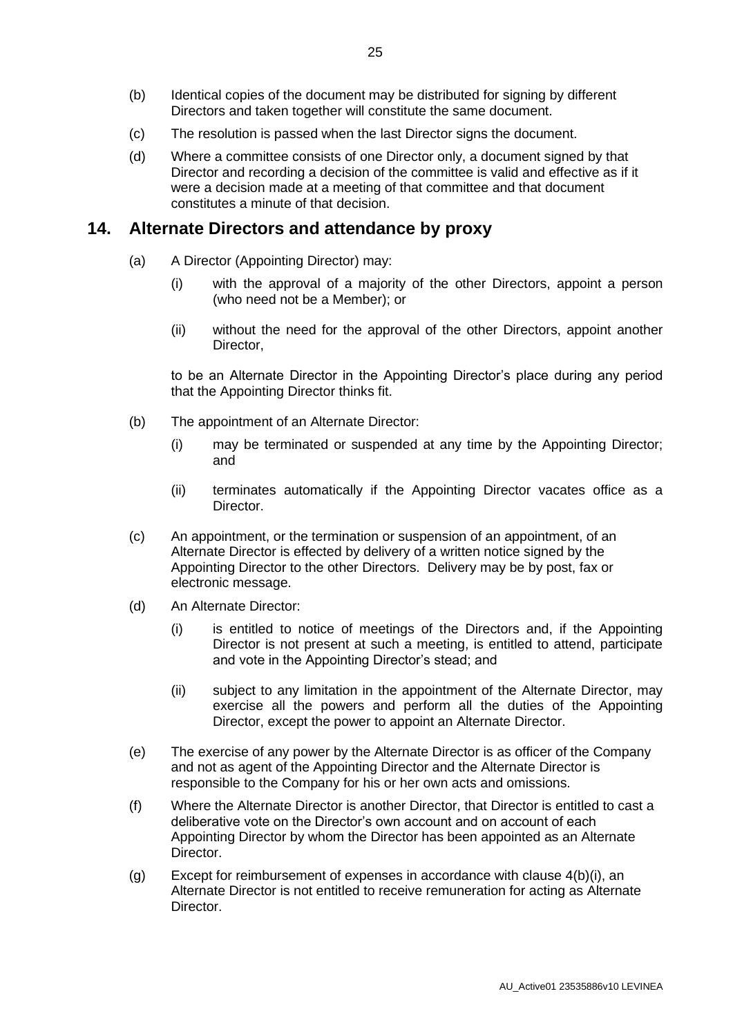(b) Identical copies of the document may be distributed for signing by different Directors and taken together will constitute the same document.

(c) The resolution is passed when the last Director signs the document.

(d) Where a committee consists of one Director only, a document signed by that Director and recording a decision of the committee is valid and effective as if it were a decision made at a meeting of that committee and that document constitutes a minute of that decision.

## 14. Alternate Directors and attendance by proxy

(a) A Director (Appointing Director) may:

  (i) with the approval of a majority of the other Directors, appoint a person (who need not be a Member); or

  (ii) without the need for the approval of the other Directors, appoint another Director,

  to be an Alternate Director in the Appointing Director's place during any period that the Appointing Director thinks fit.

(b) The appointment of an Alternate Director:

  (i) may be terminated or suspended at any time by the Appointing Director; and

  (ii) terminates automatically if the Appointing Director vacates office as a Director.

(c) An appointment, or the termination or suspension of an appointment, of an Alternate Director is effected by delivery of a written notice signed by the Appointing Director to the other Directors. Delivery may be by post, fax or electronic message.

(d) An Alternate Director:

  (i) is entitled to notice of meetings of the Directors and, if the Appointing Director is not present at such a meeting, is entitled to attend, participate and vote in the Appointing Director's stead; and

  (ii) subject to any limitation in the appointment of the Alternate Director, may exercise all the powers and perform all the duties of the Appointing Director, except the power to appoint an Alternate Director.

(e) The exercise of any power by the Alternate Director is as officer of the Company and not as agent of the Appointing Director and the Alternate Director is responsible to the Company for his or her own acts and omissions.

(f) Where the Alternate Director is another Director, that Director is entitled to cast a deliberative vote on the Director's own account and on account of each Appointing Director by whom the Director has been appointed as an Alternate Director.

(g) Except for reimbursement of expenses in accordance with clause 4(b)(i), an Alternate Director is not entitled to receive remuneration for acting as Alternate Director.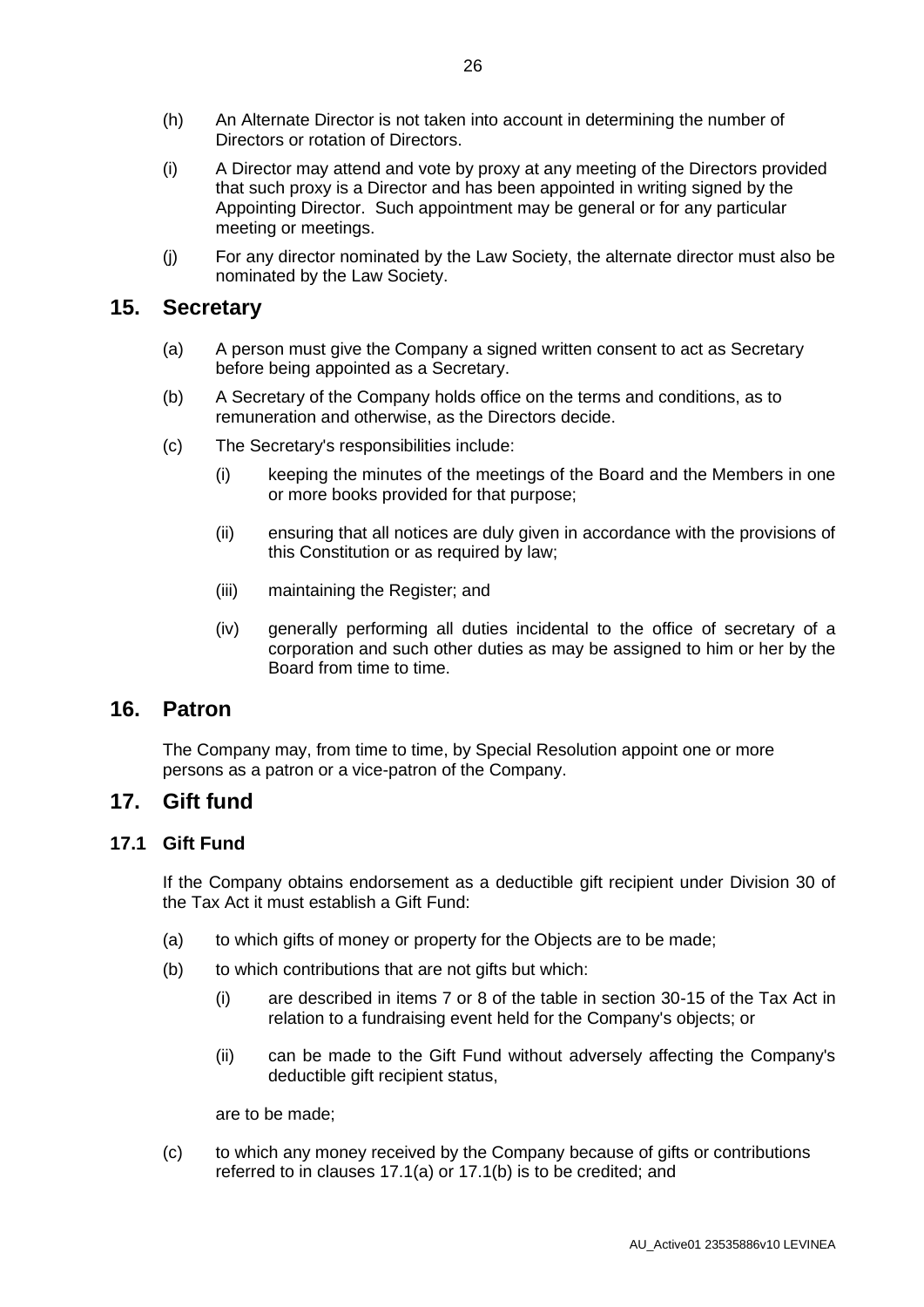(h) An Alternate Director is not taken into account in determining the number of Directors or rotation of Directors.

(i) A Director may attend and vote by proxy at any meeting of the Directors provided that such proxy is a Director and has been appointed in writing signed by the Appointing Director. Such appointment may be general or for any particular meeting or meetings.

(j) For any director nominated by the Law Society, the alternate director must also be nominated by the Law Society.

## 15. Secretary

(a) A person must give the Company a signed written consent to act as Secretary before being appointed as a Secretary.

(b) A Secretary of the Company holds office on the terms and conditions, as to remuneration and otherwise, as the Directors decide.

(c) The Secretary's responsibilities include:

 (i) keeping the minutes of the meetings of the Board and the Members in one or more books provided for that purpose;

 (ii) ensuring that all notices are duly given in accordance with the provisions of this Constitution or as required by law;

 (iii) maintaining the Register; and

 (iv) generally performing all duties incidental to the office of secretary of a corporation and such other duties as may be assigned to him or her by the Board from time to time.

## 16. Patron

The Company may, from time to time, by Special Resolution appoint one or more persons as a patron or a vice-patron of the Company.

## 17. Gift fund

### 17.1 Gift Fund

If the Company obtains endorsement as a deductible gift recipient under Division 30 of the Tax Act it must establish a Gift Fund:

(a) to which gifts of money or property for the Objects are to be made;

(b) to which contributions that are not gifts but which:

 (i) are described in items 7 or 8 of the table in section 30-15 of the Tax Act in relation to a fundraising event held for the Company's objects; or

 (ii) can be made to the Gift Fund without adversely affecting the Company's deductible gift recipient status,

 are to be made;

(c) to which any money received by the Company because of gifts or contributions referred to in clauses 17.1(a) or 17.1(b) is to be credited; and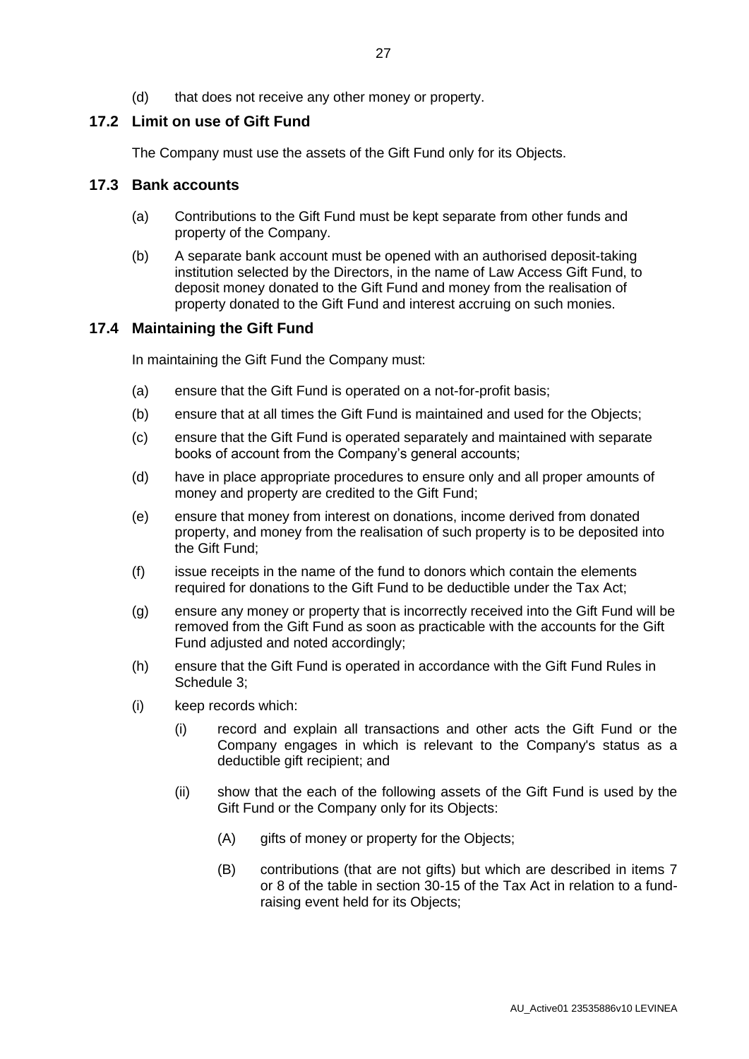(d) that does not receive any other money or property.

## 17.2 Limit on use of Gift Fund

The Company must use the assets of the Gift Fund only for its Objects.

## 17.3 Bank accounts

(a) Contributions to the Gift Fund must be kept separate from other funds and property of the Company.

(b) A separate bank account must be opened with an authorised deposit-taking institution selected by the Directors, in the name of Law Access Gift Fund, to deposit money donated to the Gift Fund and money from the realisation of property donated to the Gift Fund and interest accruing on such monies.

## 17.4 Maintaining the Gift Fund

In maintaining the Gift Fund the Company must:

(a) ensure that the Gift Fund is operated on a not-for-profit basis;

(b) ensure that at all times the Gift Fund is maintained and used for the Objects;

(c) ensure that the Gift Fund is operated separately and maintained with separate books of account from the Company's general accounts;

(d) have in place appropriate procedures to ensure only and all proper amounts of money and property are credited to the Gift Fund;

(e) ensure that money from interest on donations, income derived from donated property, and money from the realisation of such property is to be deposited into the Gift Fund;

(f) issue receipts in the name of the fund to donors which contain the elements required for donations to the Gift Fund to be deductible under the Tax Act;

(g) ensure any money or property that is incorrectly received into the Gift Fund will be removed from the Gift Fund as soon as practicable with the accounts for the Gift Fund adjusted and noted accordingly;

(h) ensure that the Gift Fund is operated in accordance with the Gift Fund Rules in Schedule 3;

(i) keep records which:

   (i) record and explain all transactions and other acts the Gift Fund or the Company engages in which is relevant to the Company's status as a deductible gift recipient; and

   (ii) show that the each of the following assets of the Gift Fund is used by the Gift Fund or the Company only for its Objects:

      (A) gifts of money or property for the Objects;

      (B) contributions (that are not gifts) but which are described in items 7 or 8 of the table in section 30-15 of the Tax Act in relation to a fund-raising event held for its Objects;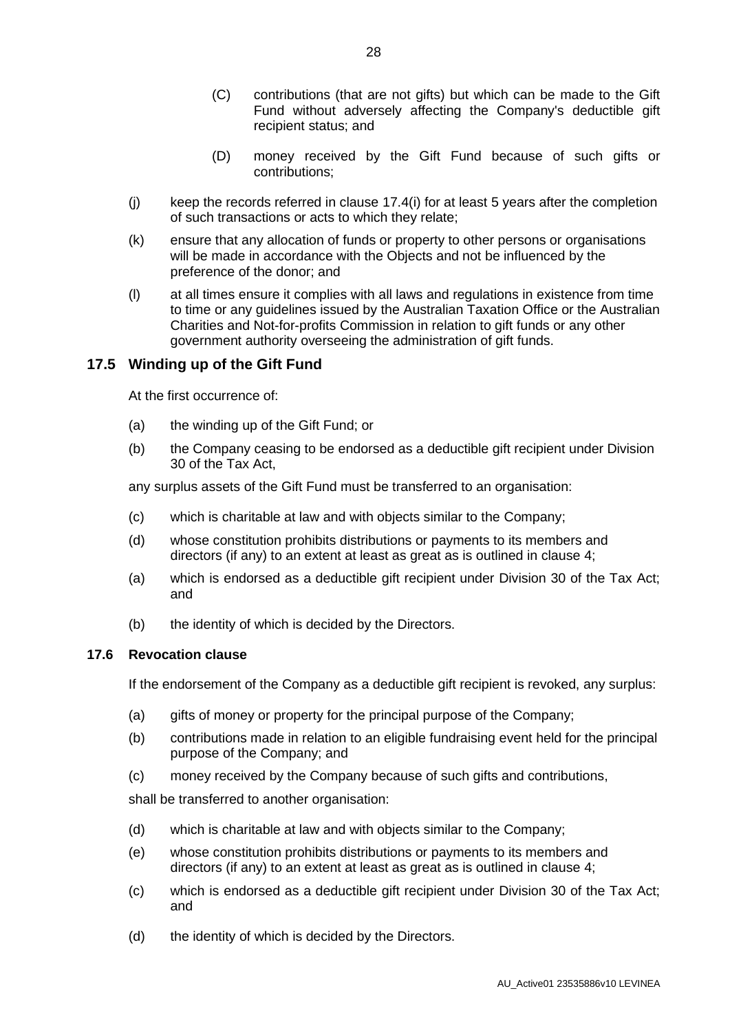(C) contributions (that are not gifts) but which can be made to the Gift Fund without adversely affecting the Company's deductible gift recipient status; and

(D) money received by the Gift Fund because of such gifts or contributions;

(j) keep the records referred in clause 17.4(i) for at least 5 years after the completion of such transactions or acts to which they relate;

(k) ensure that any allocation of funds or property to other persons or organisations will be made in accordance with the Objects and not be influenced by the preference of the donor; and

(l) at all times ensure it complies with all laws and regulations in existence from time to time or any guidelines issued by the Australian Taxation Office or the Australian Charities and Not-for-profits Commission in relation to gift funds or any other government authority overseeing the administration of gift funds.

## 17.5 Winding up of the Gift Fund

At the first occurrence of:

(a) the winding up of the Gift Fund; or

(b) the Company ceasing to be endorsed as a deductible gift recipient under Division 30 of the Tax Act,

any surplus assets of the Gift Fund must be transferred to an organisation:

(c) which is charitable at law and with objects similar to the Company;

(d) whose constitution prohibits distributions or payments to its members and directors (if any) to an extent at least as great as is outlined in clause 4;

(a) which is endorsed as a deductible gift recipient under Division 30 of the Tax Act; and

(b) the identity of which is decided by the Directors.

### 17.6 Revocation clause

If the endorsement of the Company as a deductible gift recipient is revoked, any surplus:

(a) gifts of money or property for the principal purpose of the Company;

(b) contributions made in relation to an eligible fundraising event held for the principal purpose of the Company; and

(c) money received by the Company because of such gifts and contributions,

shall be transferred to another organisation:

(d) which is charitable at law and with objects similar to the Company;

(e) whose constitution prohibits distributions or payments to its members and directors (if any) to an extent at least as great as is outlined in clause 4;

(c) which is endorsed as a deductible gift recipient under Division 30 of the Tax Act; and

(d) the identity of which is decided by the Directors.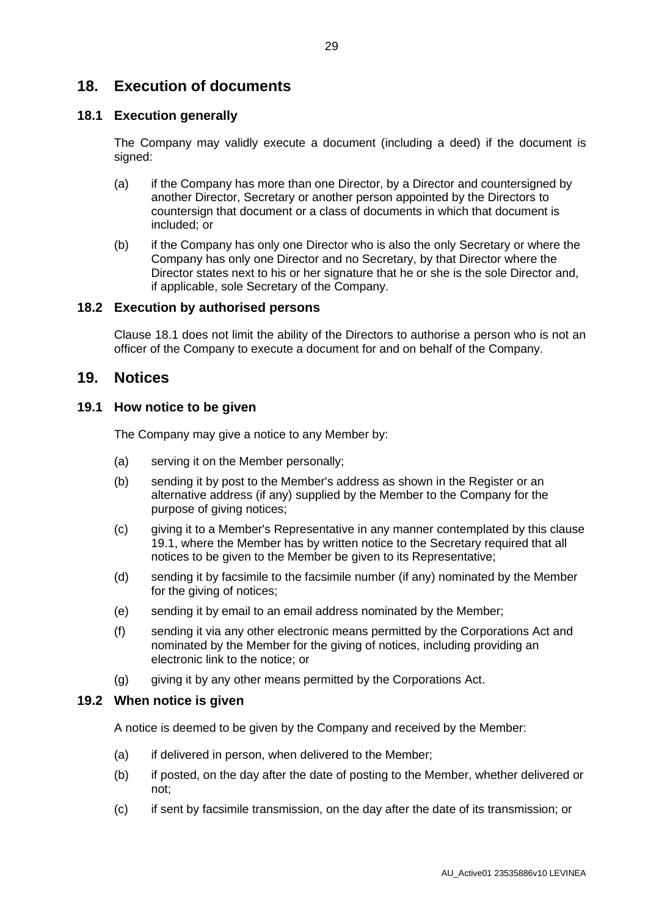## 18. Execution of documents

### 18.1 Execution generally

The Company may validly execute a document (including a deed) if the document is signed:

(a) if the Company has more than one Director, by a Director and countersigned by another Director, Secretary or another person appointed by the Directors to countersign that document or a class of documents in which that document is included; or

(b) if the Company has only one Director who is also the only Secretary or where the Company has only one Director and no Secretary, by that Director where the Director states next to his or her signature that he or she is the sole Director and, if applicable, sole Secretary of the Company.

### 18.2 Execution by authorised persons

Clause 18.1 does not limit the ability of the Directors to authorise a person who is not an officer of the Company to execute a document for and on behalf of the Company.

## 19. Notices

### 19.1 How notice to be given

The Company may give a notice to any Member by:

(a) serving it on the Member personally;

(b) sending it by post to the Member's address as shown in the Register or an alternative address (if any) supplied by the Member to the Company for the purpose of giving notices;

(c) giving it to a Member's Representative in any manner contemplated by this clause 19.1, where the Member has by written notice to the Secretary required that all notices to be given to the Member be given to its Representative;

(d) sending it by facsimile to the facsimile number (if any) nominated by the Member for the giving of notices;

(e) sending it by email to an email address nominated by the Member;

(f) sending it via any other electronic means permitted by the Corporations Act and nominated by the Member for the giving of notices, including providing an electronic link to the notice; or

(g) giving it by any other means permitted by the Corporations Act.

### 19.2 When notice is given

A notice is deemed to be given by the Company and received by the Member:

(a) if delivered in person, when delivered to the Member;

(b) if posted, on the day after the date of posting to the Member, whether delivered or not;

(c) if sent by facsimile transmission, on the day after the date of its transmission; or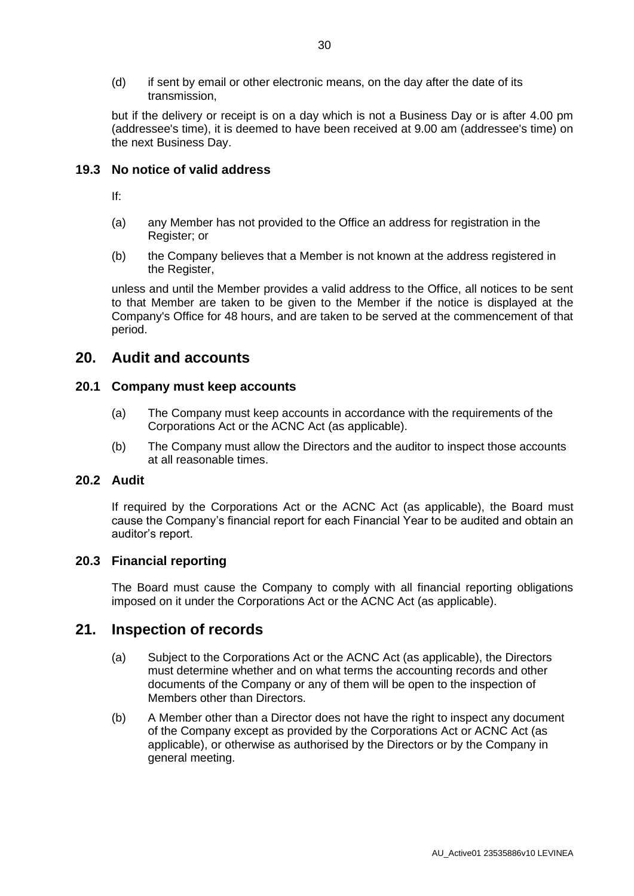(d) if sent by email or other electronic means, on the day after the date of its transmission,

but if the delivery or receipt is on a day which is not a Business Day or is after 4.00 pm (addressee's time), it is deemed to have been received at 9.00 am (addressee's time) on the next Business Day.

### 19.3 No notice of valid address

If:

(a) any Member has not provided to the Office an address for registration in the Register; or

(b) the Company believes that a Member is not known at the address registered in the Register,

unless and until the Member provides a valid address to the Office, all notices to be sent to that Member are taken to be given to the Member if the notice is displayed at the Company's Office for 48 hours, and are taken to be served at the commencement of that period.

## 20. Audit and accounts

### 20.1 Company must keep accounts

(a) The Company must keep accounts in accordance with the requirements of the Corporations Act or the ACNC Act (as applicable).

(b) The Company must allow the Directors and the auditor to inspect those accounts at all reasonable times.

### 20.2 Audit

If required by the Corporations Act or the ACNC Act (as applicable), the Board must cause the Company's financial report for each Financial Year to be audited and obtain an auditor's report.

### 20.3 Financial reporting

The Board must cause the Company to comply with all financial reporting obligations imposed on it under the Corporations Act or the ACNC Act (as applicable).

## 21. Inspection of records

(a) Subject to the Corporations Act or the ACNC Act (as applicable), the Directors must determine whether and on what terms the accounting records and other documents of the Company or any of them will be open to the inspection of Members other than Directors.

(b) A Member other than a Director does not have the right to inspect any document of the Company except as provided by the Corporations Act or ACNC Act (as applicable), or otherwise as authorised by the Directors or by the Company in general meeting.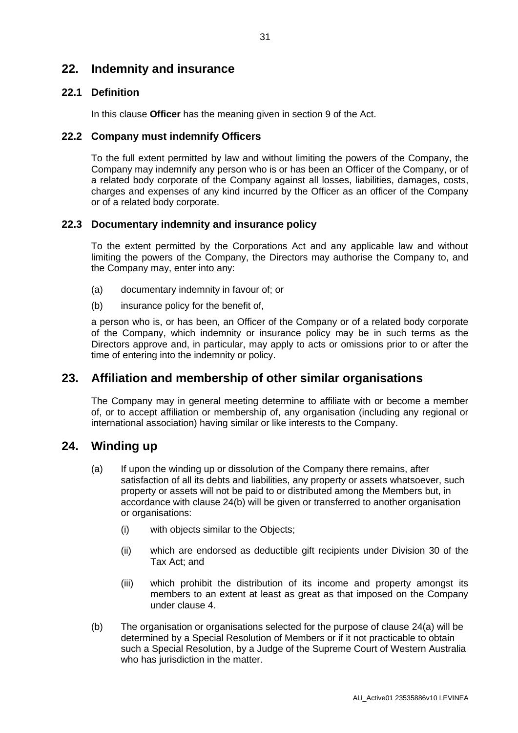## 22. Indemnity and insurance

### 22.1 Definition

In this clause **Officer** has the meaning given in section 9 of the Act.

### 22.2 Company must indemnify Officers

To the full extent permitted by law and without limiting the powers of the Company, the Company may indemnify any person who is or has been an Officer of the Company, or of a related body corporate of the Company against all losses, liabilities, damages, costs, charges and expenses of any kind incurred by the Officer as an officer of the Company or of a related body corporate.

### 22.3 Documentary indemnity and insurance policy

To the extent permitted by the Corporations Act and any applicable law and without limiting the powers of the Company, the Directors may authorise the Company to, and the Company may, enter into any:

(a) documentary indemnity in favour of; or

(b) insurance policy for the benefit of,

a person who is, or has been, an Officer of the Company or of a related body corporate of the Company, which indemnity or insurance policy may be in such terms as the Directors approve and, in particular, may apply to acts or omissions prior to or after the time of entering into the indemnity or policy.

## 23. Affiliation and membership of other similar organisations

The Company may in general meeting determine to affiliate with or become a member of, or to accept affiliation or membership of, any organisation (including any regional or international association) having similar or like interests to the Company.

## 24. Winding up

(a) If upon the winding up or dissolution of the Company there remains, after satisfaction of all its debts and liabilities, any property or assets whatsoever, such property or assets will not be paid to or distributed among the Members but, in accordance with clause 24(b) will be given or transferred to another organisation or organisations:

  (i) with objects similar to the Objects;

  (ii) which are endorsed as deductible gift recipients under Division 30 of the Tax Act; and

  (iii) which prohibit the distribution of its income and property amongst its members to an extent at least as great as that imposed on the Company under clause 4.

(b) The organisation or organisations selected for the purpose of clause 24(a) will be determined by a Special Resolution of Members or if it not practicable to obtain such a Special Resolution, by a Judge of the Supreme Court of Western Australia who has jurisdiction in the matter.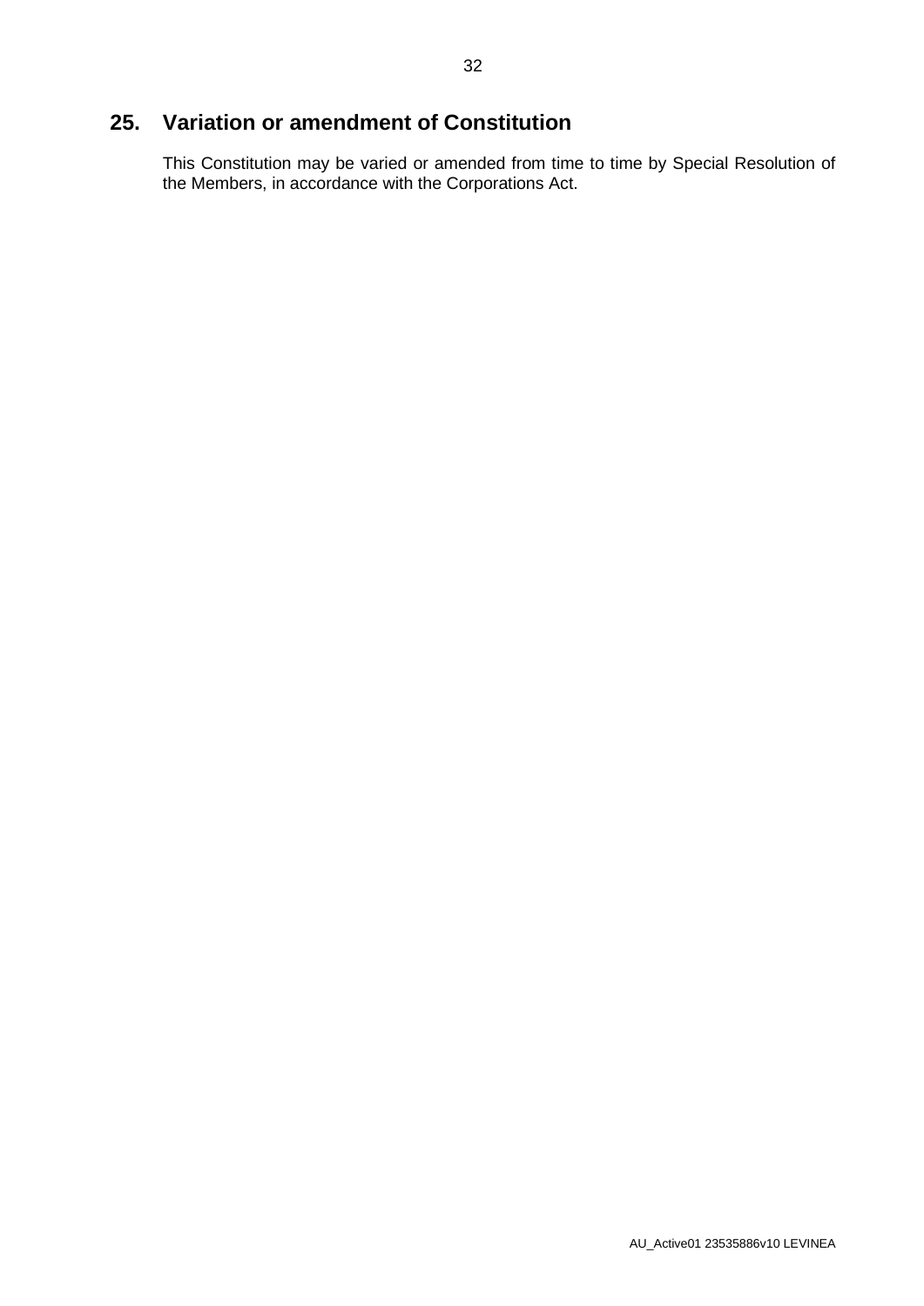## 25. Variation or amendment of Constitution

This Constitution may be varied or amended from time to time by Special Resolution of the Members, in accordance with the Corporations Act.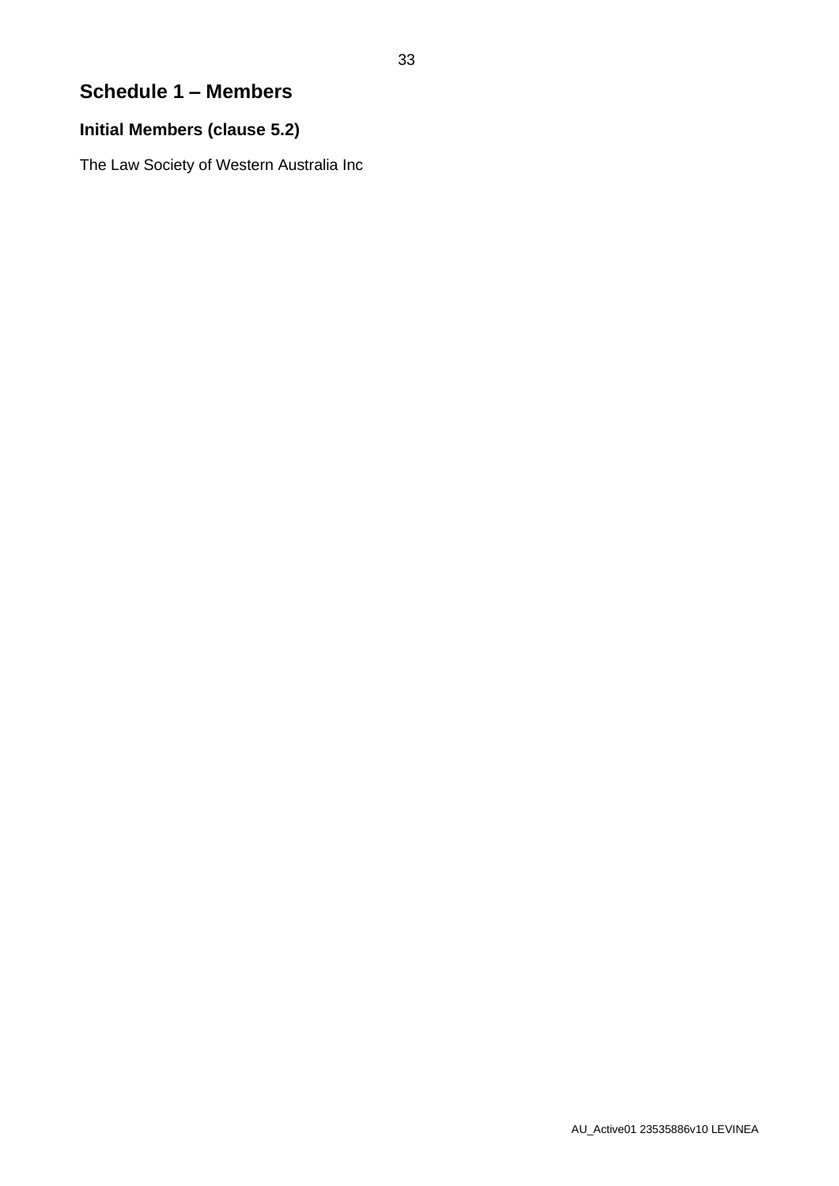# Schedule 1 – Members

## Initial Members (clause 5.2)

The Law Society of Western Australia Inc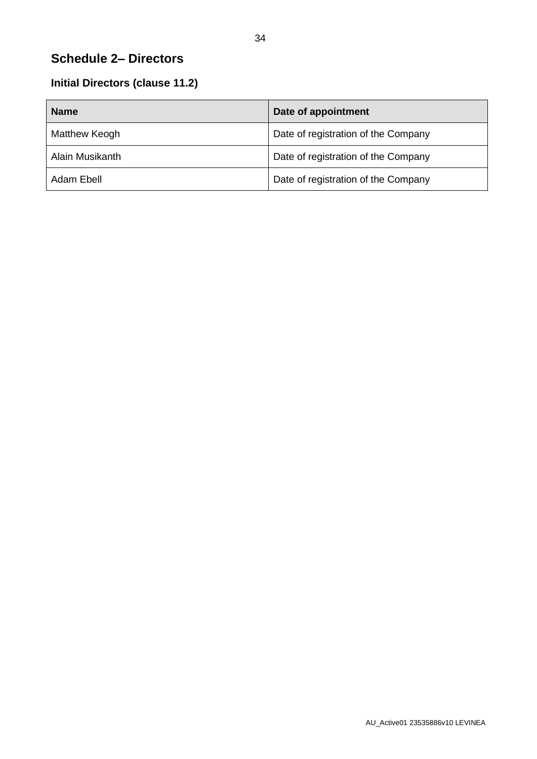## Schedule 2– Directors

### Initial Directors (clause 11.2)

| Name | Date of appointment |
| --- | --- |
| Matthew Keogh | Date of registration of the Company |
| Alain Musikanth | Date of registration of the Company |
| Adam Ebell | Date of registration of the Company |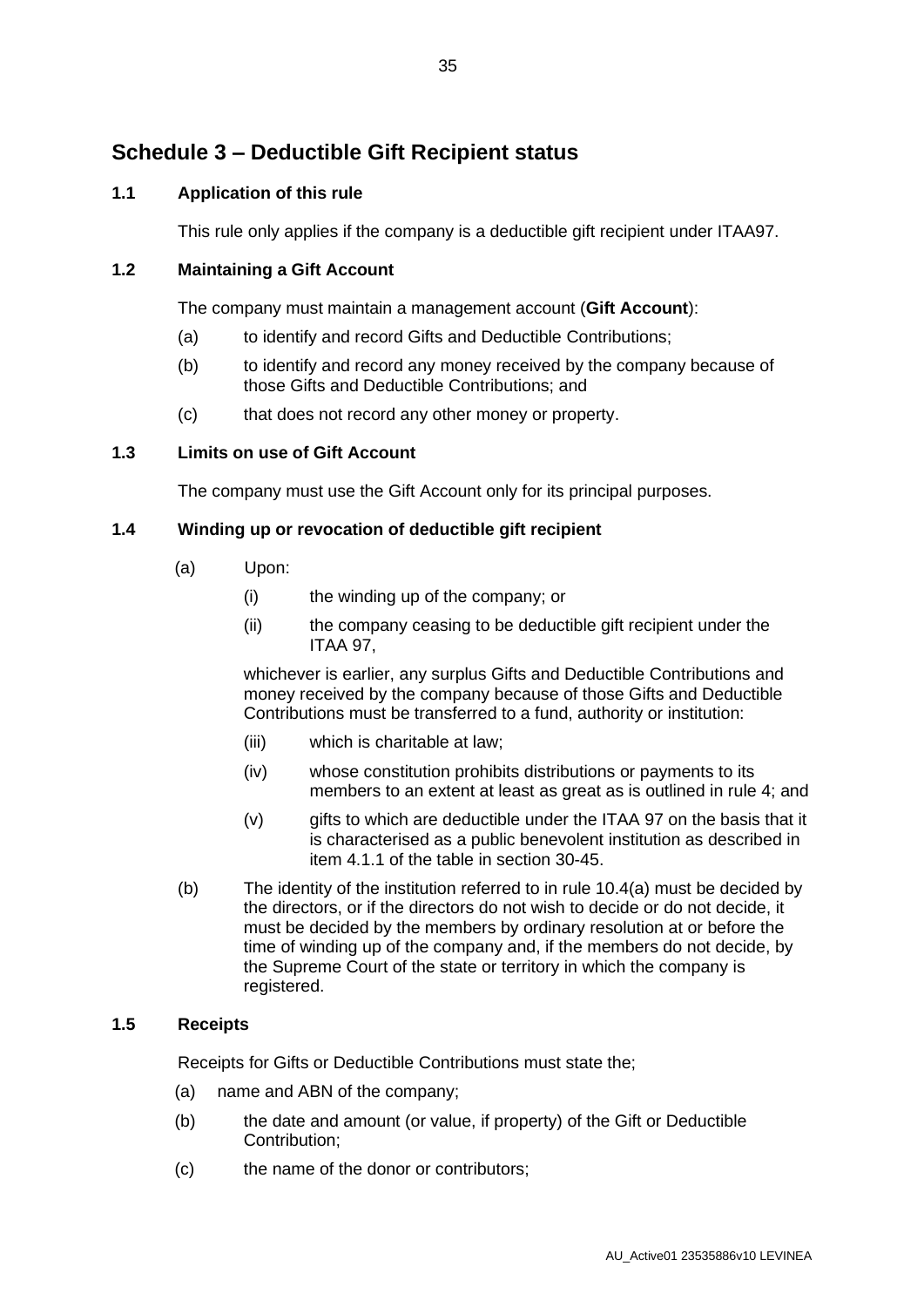# Schedule 3 – Deductible Gift Recipient status

### 1.1 Application of this rule

This rule only applies if the company is a deductible gift recipient under ITAA97.

### 1.2 Maintaining a Gift Account

The company must maintain a management account (**Gift Account**):

(a) to identify and record Gifts and Deductible Contributions;

(b) to identify and record any money received by the company because of those Gifts and Deductible Contributions; and

(c) that does not record any other money or property.

### 1.3 Limits on use of Gift Account

The company must use the Gift Account only for its principal purposes.

### 1.4 Winding up or revocation of deductible gift recipient

(a) Upon:

(i) the winding up of the company; or

(ii) the company ceasing to be deductible gift recipient under the ITAA 97,

whichever is earlier, any surplus Gifts and Deductible Contributions and money received by the company because of those Gifts and Deductible Contributions must be transferred to a fund, authority or institution:

(iii) which is charitable at law;

(iv) whose constitution prohibits distributions or payments to its members to an extent at least as great as is outlined in rule 4; and

(v) gifts to which are deductible under the ITAA 97 on the basis that it is characterised as a public benevolent institution as described in item 4.1.1 of the table in section 30-45.

(b) The identity of the institution referred to in rule 10.4(a) must be decided by the directors, or if the directors do not wish to decide or do not decide, it must be decided by the members by ordinary resolution at or before the time of winding up of the company and, if the members do not decide, by the Supreme Court of the state or territory in which the company is registered.

### 1.5 Receipts

Receipts for Gifts or Deductible Contributions must state the;

(a) name and ABN of the company;

(b) the date and amount (or value, if property) of the Gift or Deductible Contribution;

(c) the name of the donor or contributors;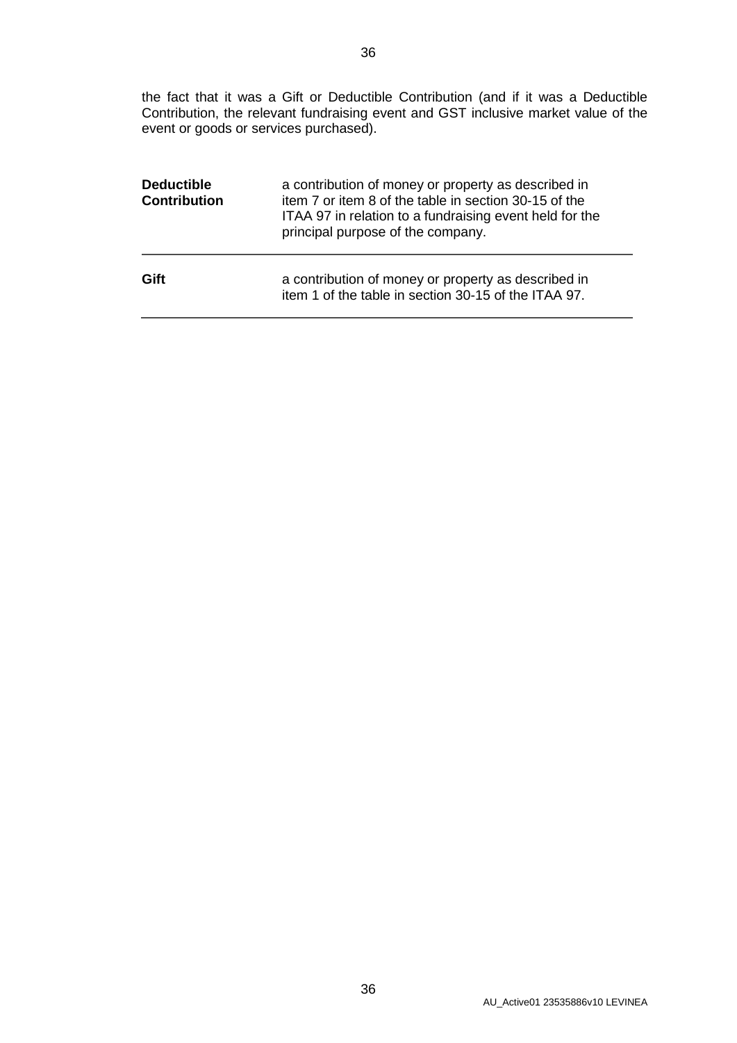the fact that it was a Gift or Deductible Contribution (and if it was a Deductible Contribution, the relevant fundraising event and GST inclusive market value of the event or goods or services purchased).

| | |
|---|---|
| **Deductible Contribution** | a contribution of money or property as described in item 7 or item 8 of the table in section 30-15 of the ITAA 97 in relation to a fundraising event held for the principal purpose of the company. |
| **Gift** | a contribution of money or property as described in item 1 of the table in section 30-15 of the ITAA 97. |